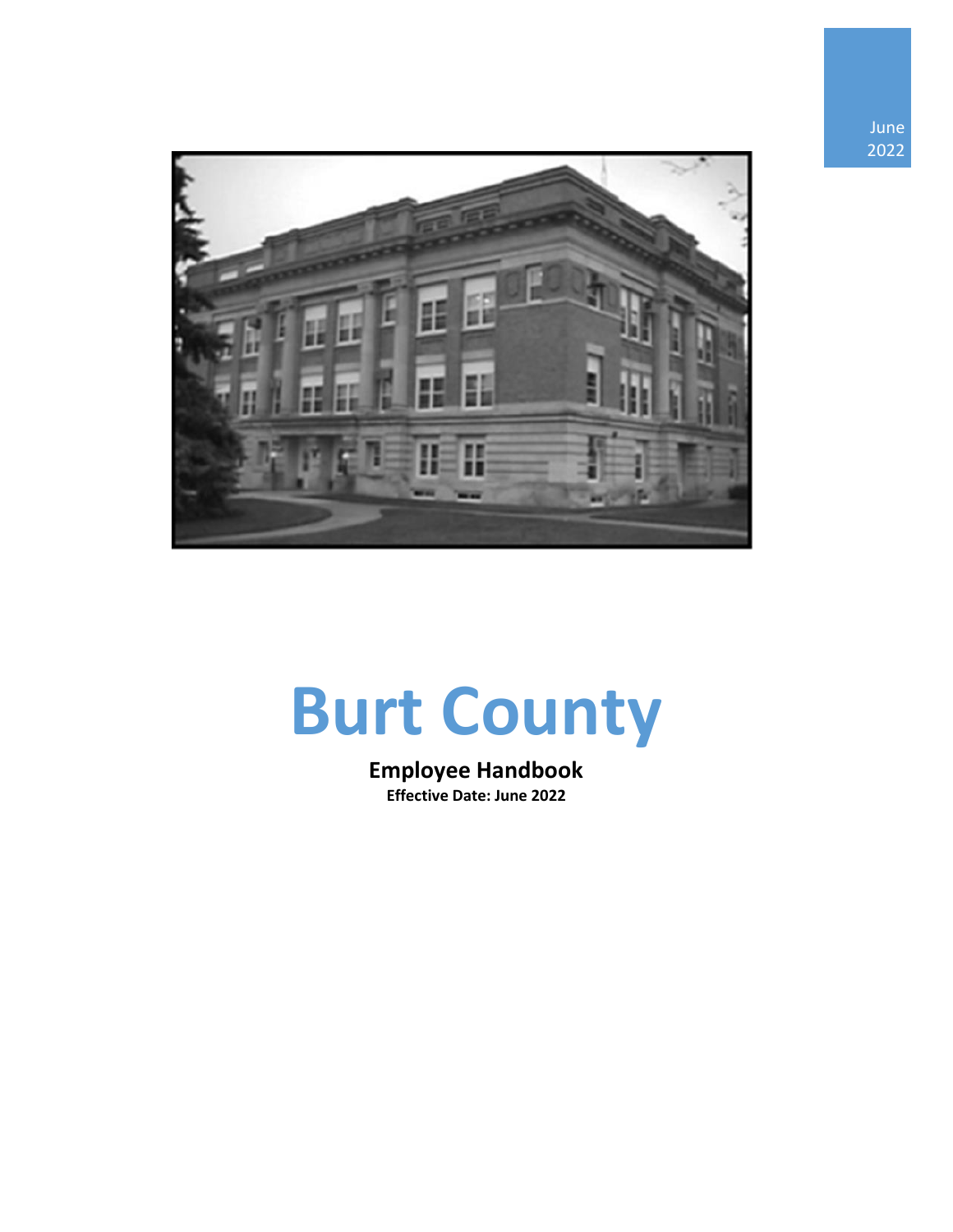June 2022

# Burt County

**Employee Handbook**

**Effective Date: June 2022**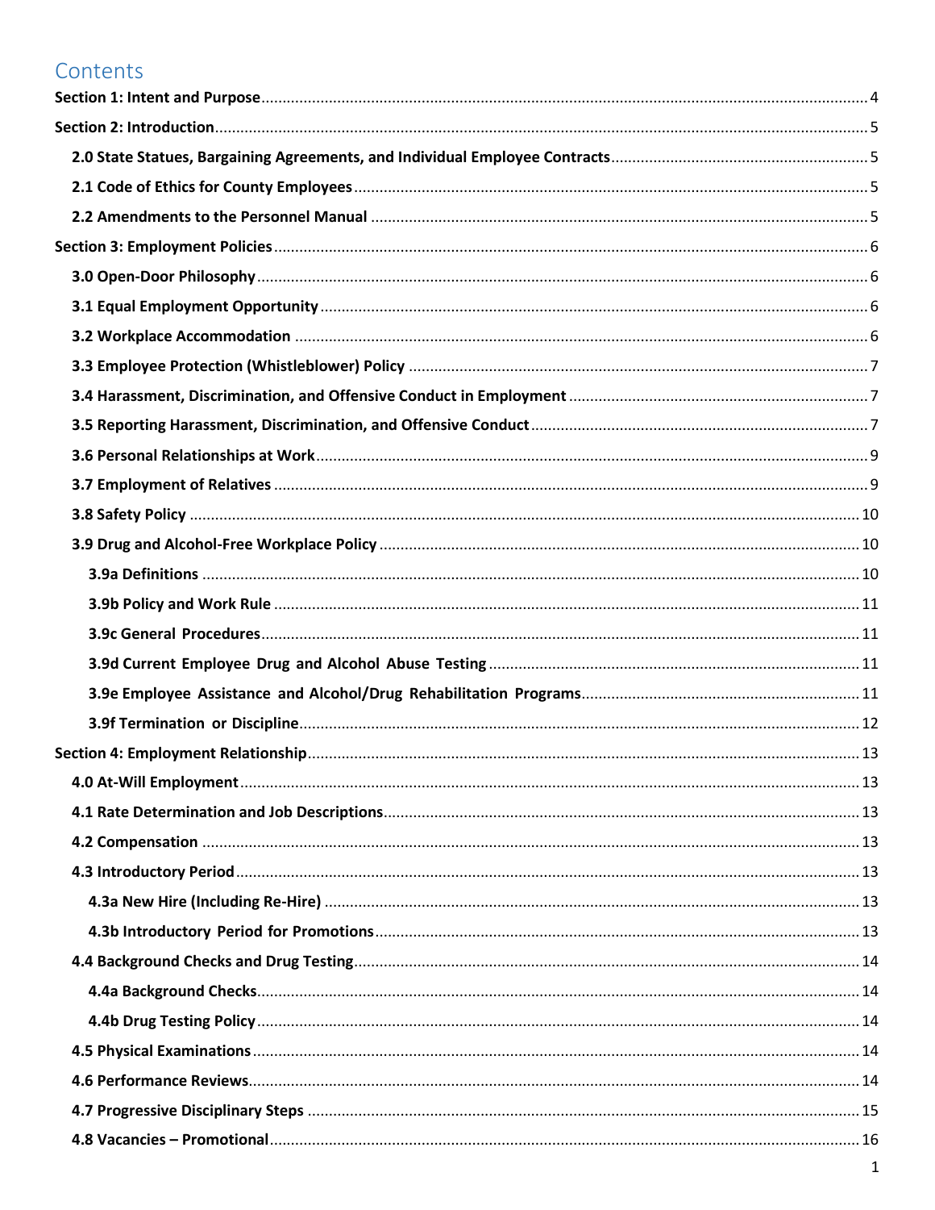# Contents

**Section 1: Intent and Purpose** .......... 4

**Section 2: Introduction** .......... 5

- **2.0 State Statues, Bargaining Agreements, and Individual Employee Contracts** .......... 5
- **2.1 Code of Ethics for County Employees** .......... 5
- **2.2 Amendments to the Personnel Manual** .......... 5

**Section 3: Employment Policies** .......... 6

- **3.0 Open-Door Philosophy** .......... 6
- **3.1 Equal Employment Opportunity** .......... 6
- **3.2 Workplace Accommodation** .......... 6
- **3.3 Employee Protection (Whistleblower) Policy** .......... 7
- **3.4 Harassment, Discrimination, and Offensive Conduct in Employment** .......... 7
- **3.5 Reporting Harassment, Discrimination, and Offensive Conduct** .......... 7
- **3.6 Personal Relationships at Work** .......... 9
- **3.7 Employment of Relatives** .......... 9
- **3.8 Safety Policy** .......... 10
- **3.9 Drug and Alcohol-Free Workplace Policy** .......... 10
  - **3.9a Definitions** .......... 10
  - **3.9b Policy and Work Rule** .......... 11
  - **3.9c General Procedures** .......... 11
  - **3.9d Current Employee Drug and Alcohol Abuse Testing** .......... 11
  - **3.9e Employee Assistance and Alcohol/Drug Rehabilitation Programs** .......... 11
  - **3.9f Termination or Discipline** .......... 12

**Section 4: Employment Relationship** .......... 13

- **4.0 At-Will Employment** .......... 13
- **4.1 Rate Determination and Job Descriptions** .......... 13
- **4.2 Compensation** .......... 13
- **4.3 Introductory Period** .......... 13
  - **4.3a New Hire (Including Re-Hire)** .......... 13
  - **4.3b Introductory Period for Promotions** .......... 13
- **4.4 Background Checks and Drug Testing** .......... 14
  - **4.4a Background Checks** .......... 14
  - **4.4b Drug Testing Policy** .......... 14
- **4.5 Physical Examinations** .......... 14
- **4.6 Performance Reviews** .......... 14
- **4.7 Progressive Disciplinary Steps** .......... 15
- **4.8 Vacancies – Promotional** .......... 16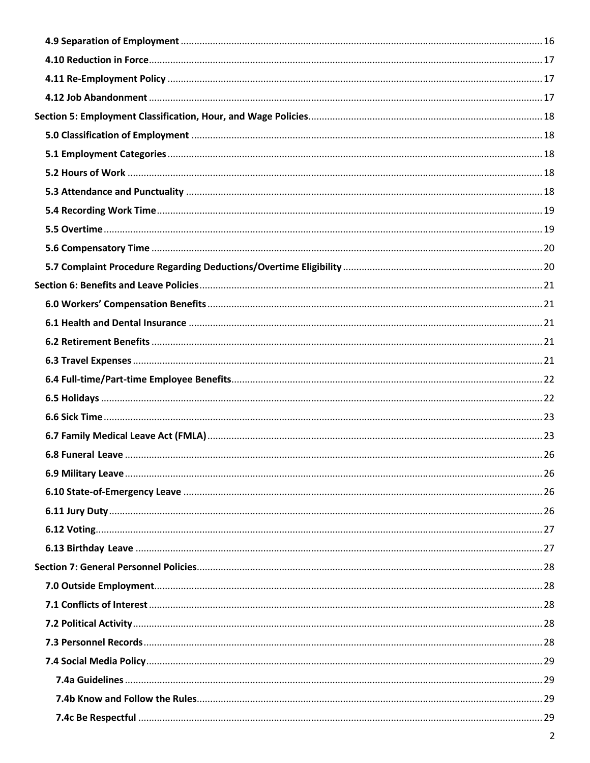**4.9 Separation of Employment** ........................................ 16

**4.10 Reduction in Force** ........................................ 17

**4.11 Re-Employment Policy** ........................................ 17

**4.12 Job Abandonment** ........................................ 17

**Section 5: Employment Classification, Hour, and Wage Policies** ........................................ 18

**5.0 Classification of Employment** ........................................ 18

**5.1 Employment Categories** ........................................ 18

**5.2 Hours of Work** ........................................ 18

**5.3 Attendance and Punctuality** ........................................ 18

**5.4 Recording Work Time** ........................................ 19

**5.5 Overtime** ........................................ 19

**5.6 Compensatory Time** ........................................ 20

**5.7 Complaint Procedure Regarding Deductions/Overtime Eligibility** ........................................ 20

**Section 6: Benefits and Leave Policies** ........................................ 21

**6.0 Workers' Compensation Benefits** ........................................ 21

**6.1 Health and Dental Insurance** ........................................ 21

**6.2 Retirement Benefits** ........................................ 21

**6.3 Travel Expenses** ........................................ 21

**6.4 Full-time/Part-time Employee Benefits** ........................................ 22

**6.5 Holidays** ........................................ 22

**6.6 Sick Time** ........................................ 23

**6.7 Family Medical Leave Act (FMLA)** ........................................ 23

**6.8 Funeral Leave** ........................................ 26

**6.9 Military Leave** ........................................ 26

**6.10 State-of-Emergency Leave** ........................................ 26

**6.11 Jury Duty** ........................................ 26

**6.12 Voting** ........................................ 27

**6.13 Birthday Leave** ........................................ 27

**Section 7: General Personnel Policies** ........................................ 28

**7.0 Outside Employment** ........................................ 28

**7.1 Conflicts of Interest** ........................................ 28

**7.2 Political Activity** ........................................ 28

**7.3 Personnel Records** ........................................ 28

**7.4 Social Media Policy** ........................................ 29

**7.4a Guidelines** ........................................ 29

**7.4b Know and Follow the Rules** ........................................ 29

**7.4c Be Respectful** ........................................ 29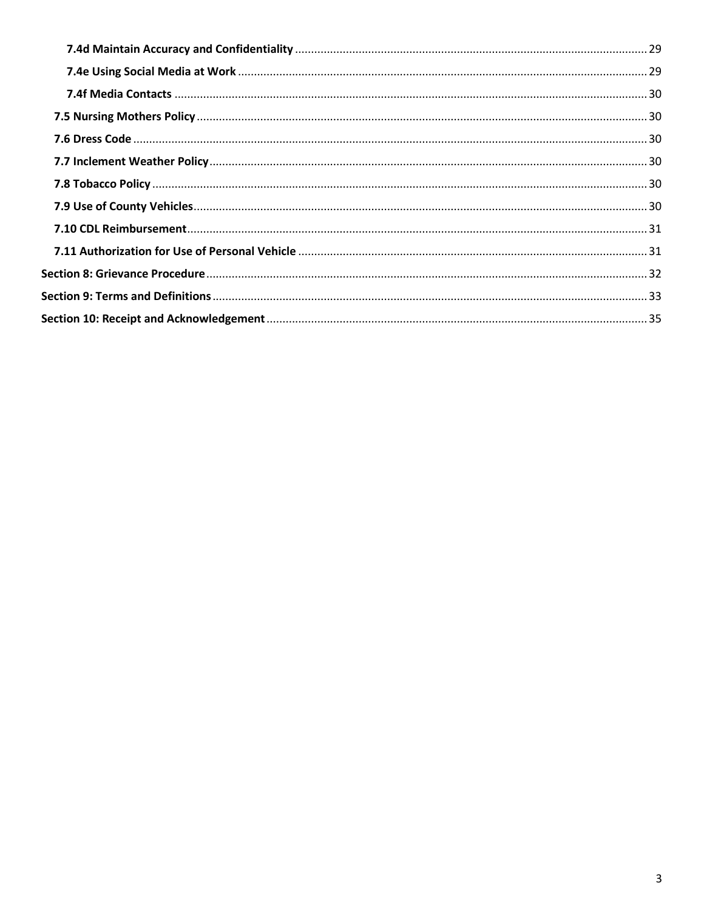**7.4d Maintain Accuracy and Confidentiality** .............................................................. 29

**7.4e Using Social Media at Work** .............................................................. 29

**7.4f Media Contacts** .............................................................. 30

**7.5 Nursing Mothers Policy** .............................................................. 30

**7.6 Dress Code** .............................................................. 30

**7.7 Inclement Weather Policy** .............................................................. 30

**7.8 Tobacco Policy** .............................................................. 30

**7.9 Use of County Vehicles** .............................................................. 30

**7.10 CDL Reimbursement** .............................................................. 31

**7.11 Authorization for Use of Personal Vehicle** .............................................................. 31

**Section 8: Grievance Procedure** .............................................................. 32

**Section 9: Terms and Definitions** .............................................................. 33

**Section 10: Receipt and Acknowledgement** .............................................................. 35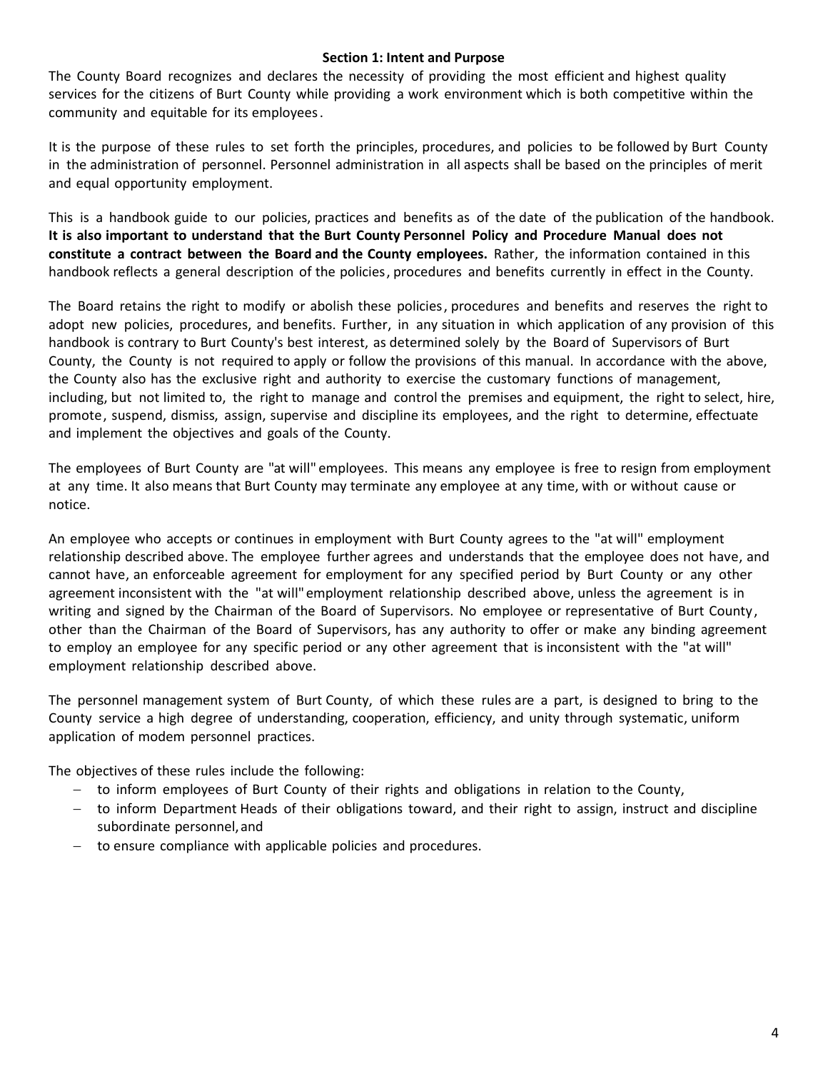## Section 1: Intent and Purpose

The County Board recognizes and declares the necessity of providing the most efficient and highest quality services for the citizens of Burt County while providing a work environment which is both competitive within the community and equitable for its employees.

It is the purpose of these rules to set forth the principles, procedures, and policies to be followed by Burt County in the administration of personnel. Personnel administration in all aspects shall be based on the principles of merit and equal opportunity employment.

This is a handbook guide to our policies, practices and benefits as of the date of the publication of the handbook. **It is also important to understand that the Burt County Personnel Policy and Procedure Manual does not constitute a contract between the Board and the County employees.** Rather, the information contained in this handbook reflects a general description of the policies, procedures and benefits currently in effect in the County.

The Board retains the right to modify or abolish these policies, procedures and benefits and reserves the right to adopt new policies, procedures, and benefits. Further, in any situation in which application of any provision of this handbook is contrary to Burt County's best interest, as determined solely by the Board of Supervisors of Burt County, the County is not required to apply or follow the provisions of this manual. In accordance with the above, the County also has the exclusive right and authority to exercise the customary functions of management, including, but not limited to, the right to manage and control the premises and equipment, the right to select, hire, promote, suspend, dismiss, assign, supervise and discipline its employees, and the right to determine, effectuate and implement the objectives and goals of the County.

The employees of Burt County are "at will" employees. This means any employee is free to resign from employment at any time. It also means that Burt County may terminate any employee at any time, with or without cause or notice.

An employee who accepts or continues in employment with Burt County agrees to the "at will" employment relationship described above. The employee further agrees and understands that the employee does not have, and cannot have, an enforceable agreement for employment for any specified period by Burt County or any other agreement inconsistent with the "at will" employment relationship described above, unless the agreement is in writing and signed by the Chairman of the Board of Supervisors. No employee or representative of Burt County, other than the Chairman of the Board of Supervisors, has any authority to offer or make any binding agreement to employ an employee for any specific period or any other agreement that is inconsistent with the "at will" employment relationship described above.

The personnel management system of Burt County, of which these rules are a part, is designed to bring to the County service a high degree of understanding, cooperation, efficiency, and unity through systematic, uniform application of modem personnel practices.

The objectives of these rules include the following:

- to inform employees of Burt County of their rights and obligations in relation to the County,
- to inform Department Heads of their obligations toward, and their right to assign, instruct and discipline subordinate personnel, and
- to ensure compliance with applicable policies and procedures.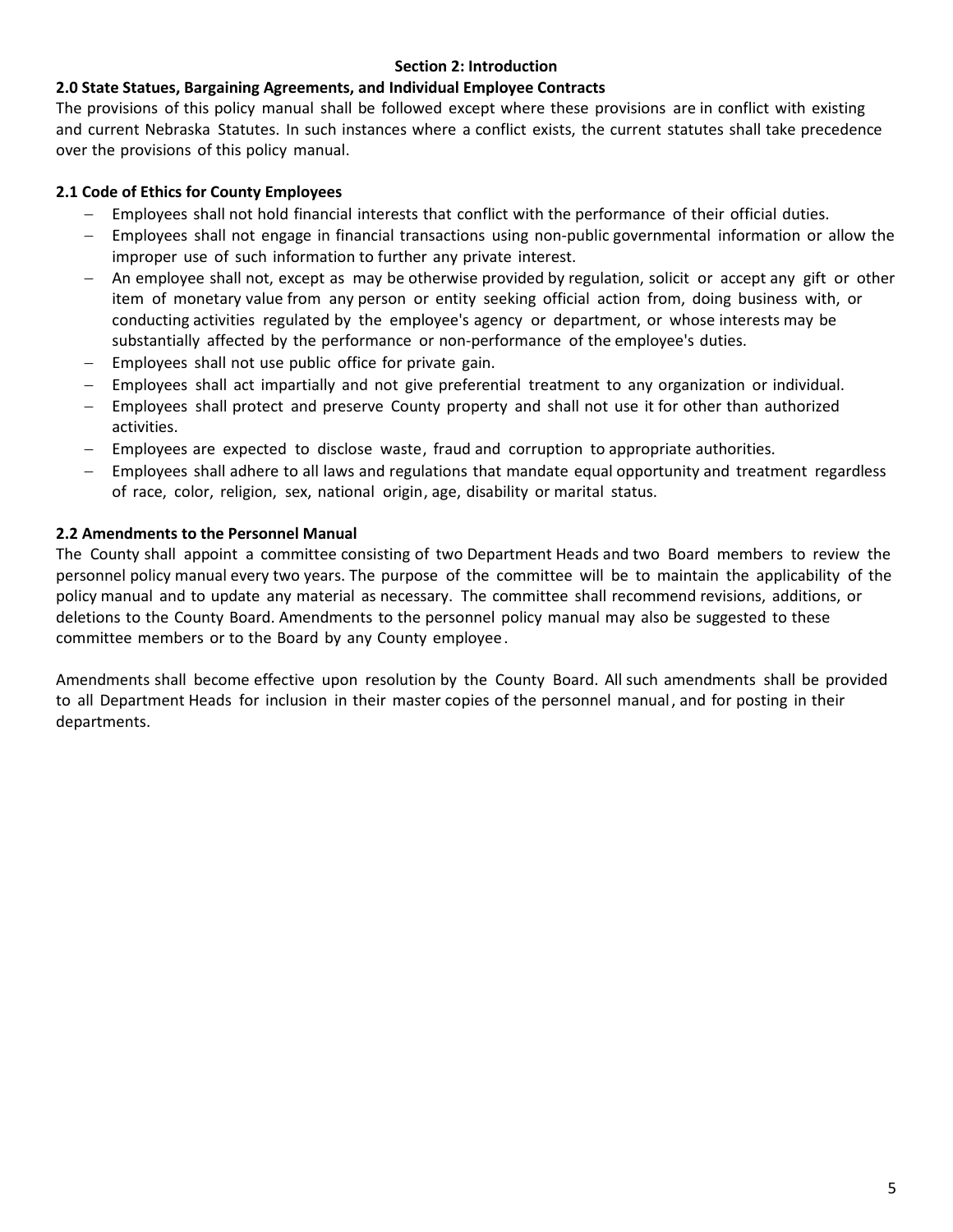## Section 2: Introduction

### 2.0 State Statues, Bargaining Agreements, and Individual Employee Contracts

The provisions of this policy manual shall be followed except where these provisions are in conflict with existing and current Nebraska Statutes. In such instances where a conflict exists, the current statutes shall take precedence over the provisions of this policy manual.

### 2.1 Code of Ethics for County Employees

- Employees shall not hold financial interests that conflict with the performance of their official duties.
- Employees shall not engage in financial transactions using non-public governmental information or allow the improper use of such information to further any private interest.
- An employee shall not, except as may be otherwise provided by regulation, solicit or accept any gift or other item of monetary value from any person or entity seeking official action from, doing business with, or conducting activities regulated by the employee's agency or department, or whose interests may be substantially affected by the performance or non-performance of the employee's duties.
- Employees shall not use public office for private gain.
- Employees shall act impartially and not give preferential treatment to any organization or individual.
- Employees shall protect and preserve County property and shall not use it for other than authorized activities.
- Employees are expected to disclose waste, fraud and corruption to appropriate authorities.
- Employees shall adhere to all laws and regulations that mandate equal opportunity and treatment regardless of race, color, religion, sex, national origin, age, disability or marital status.

### 2.2 Amendments to the Personnel Manual

The County shall appoint a committee consisting of two Department Heads and two Board members to review the personnel policy manual every two years. The purpose of the committee will be to maintain the applicability of the policy manual and to update any material as necessary. The committee shall recommend revisions, additions, or deletions to the County Board. Amendments to the personnel policy manual may also be suggested to these committee members or to the Board by any County employee.

Amendments shall become effective upon resolution by the County Board. All such amendments shall be provided to all Department Heads for inclusion in their master copies of the personnel manual, and for posting in their departments.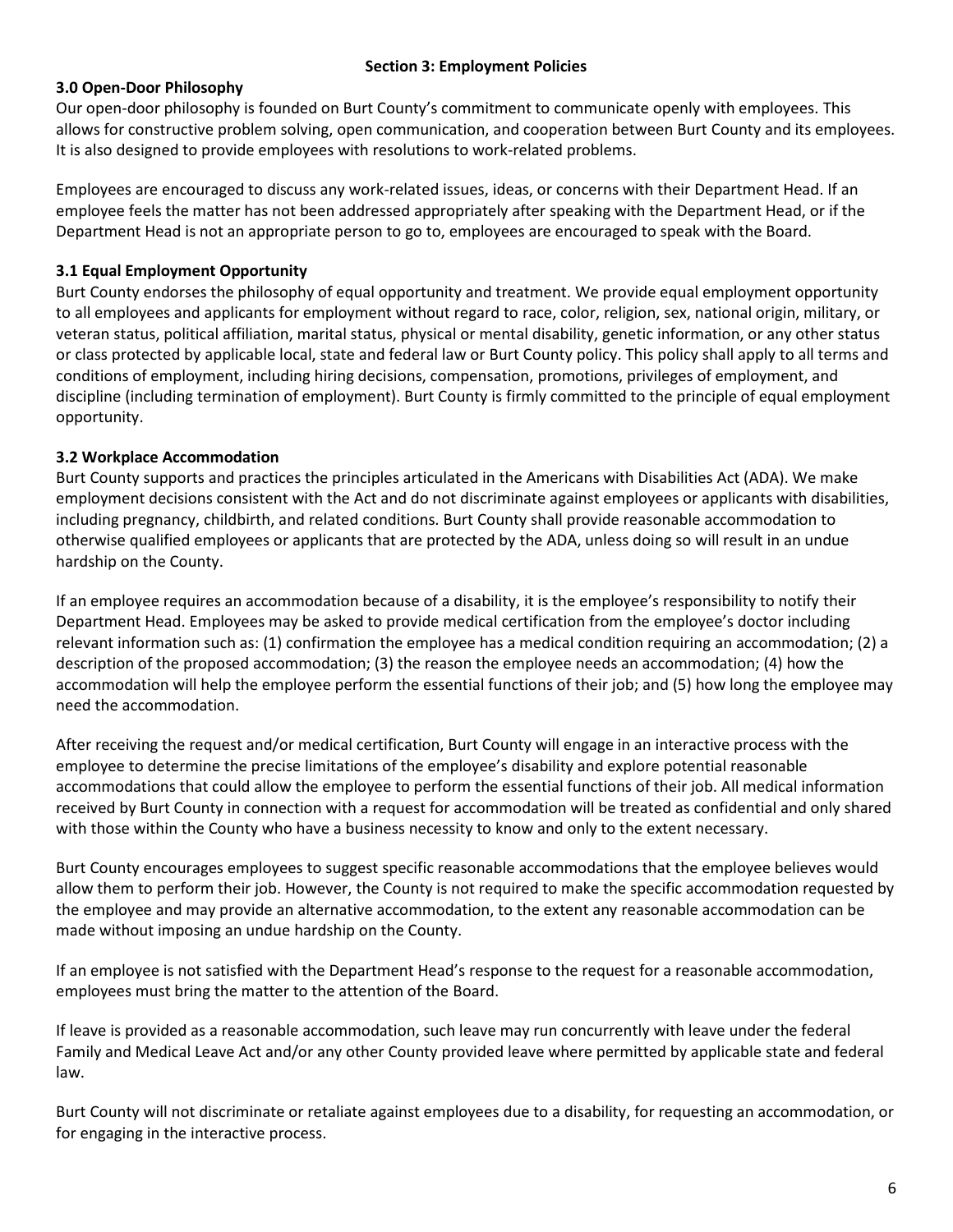## Section 3: Employment Policies

### 3.0 Open-Door Philosophy

Our open-door philosophy is founded on Burt County's commitment to communicate openly with employees. This allows for constructive problem solving, open communication, and cooperation between Burt County and its employees. It is also designed to provide employees with resolutions to work-related problems.

Employees are encouraged to discuss any work-related issues, ideas, or concerns with their Department Head. If an employee feels the matter has not been addressed appropriately after speaking with the Department Head, or if the Department Head is not an appropriate person to go to, employees are encouraged to speak with the Board.

### 3.1 Equal Employment Opportunity

Burt County endorses the philosophy of equal opportunity and treatment. We provide equal employment opportunity to all employees and applicants for employment without regard to race, color, religion, sex, national origin, military, or veteran status, political affiliation, marital status, physical or mental disability, genetic information, or any other status or class protected by applicable local, state and federal law or Burt County policy. This policy shall apply to all terms and conditions of employment, including hiring decisions, compensation, promotions, privileges of employment, and discipline (including termination of employment). Burt County is firmly committed to the principle of equal employment opportunity.

### 3.2 Workplace Accommodation

Burt County supports and practices the principles articulated in the Americans with Disabilities Act (ADA). We make employment decisions consistent with the Act and do not discriminate against employees or applicants with disabilities, including pregnancy, childbirth, and related conditions. Burt County shall provide reasonable accommodation to otherwise qualified employees or applicants that are protected by the ADA, unless doing so will result in an undue hardship on the County.

If an employee requires an accommodation because of a disability, it is the employee's responsibility to notify their Department Head. Employees may be asked to provide medical certification from the employee's doctor including relevant information such as: (1) confirmation the employee has a medical condition requiring an accommodation; (2) a description of the proposed accommodation; (3) the reason the employee needs an accommodation; (4) how the accommodation will help the employee perform the essential functions of their job; and (5) how long the employee may need the accommodation.

After receiving the request and/or medical certification, Burt County will engage in an interactive process with the employee to determine the precise limitations of the employee's disability and explore potential reasonable accommodations that could allow the employee to perform the essential functions of their job. All medical information received by Burt County in connection with a request for accommodation will be treated as confidential and only shared with those within the County who have a business necessity to know and only to the extent necessary.

Burt County encourages employees to suggest specific reasonable accommodations that the employee believes would allow them to perform their job. However, the County is not required to make the specific accommodation requested by the employee and may provide an alternative accommodation, to the extent any reasonable accommodation can be made without imposing an undue hardship on the County.

If an employee is not satisfied with the Department Head's response to the request for a reasonable accommodation, employees must bring the matter to the attention of the Board.

If leave is provided as a reasonable accommodation, such leave may run concurrently with leave under the federal Family and Medical Leave Act and/or any other County provided leave where permitted by applicable state and federal law.

Burt County will not discriminate or retaliate against employees due to a disability, for requesting an accommodation, or for engaging in the interactive process.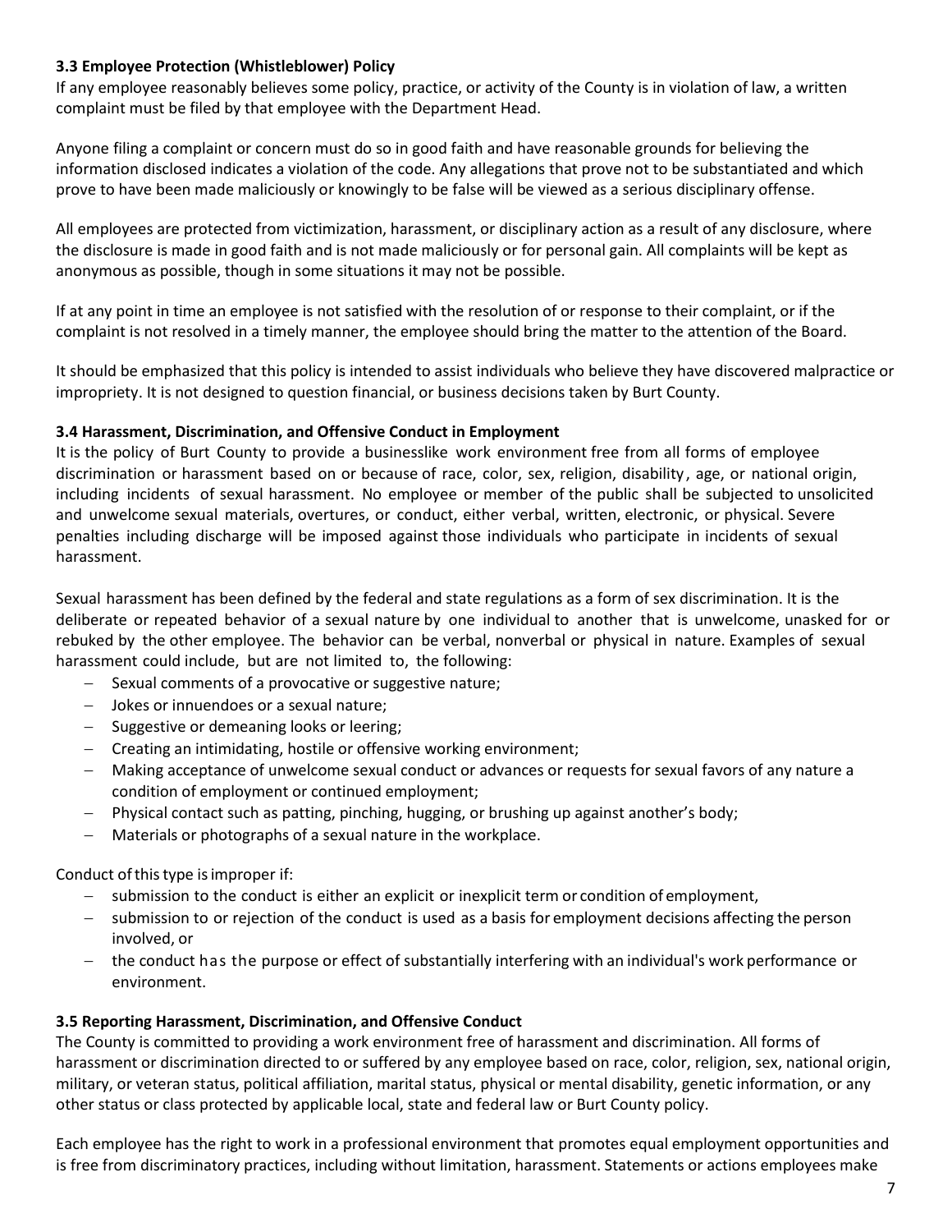### 3.3 Employee Protection (Whistleblower) Policy

If any employee reasonably believes some policy, practice, or activity of the County is in violation of law, a written complaint must be filed by that employee with the Department Head.

Anyone filing a complaint or concern must do so in good faith and have reasonable grounds for believing the information disclosed indicates a violation of the code. Any allegations that prove not to be substantiated and which prove to have been made maliciously or knowingly to be false will be viewed as a serious disciplinary offense.

All employees are protected from victimization, harassment, or disciplinary action as a result of any disclosure, where the disclosure is made in good faith and is not made maliciously or for personal gain. All complaints will be kept as anonymous as possible, though in some situations it may not be possible.

If at any point in time an employee is not satisfied with the resolution of or response to their complaint, or if the complaint is not resolved in a timely manner, the employee should bring the matter to the attention of the Board.

It should be emphasized that this policy is intended to assist individuals who believe they have discovered malpractice or impropriety. It is not designed to question financial, or business decisions taken by Burt County.

### 3.4 Harassment, Discrimination, and Offensive Conduct in Employment

It is the policy of Burt County to provide a businesslike work environment free from all forms of employee discrimination or harassment based on or because of race, color, sex, religion, disability, age, or national origin, including incidents of sexual harassment. No employee or member of the public shall be subjected to unsolicited and unwelcome sexual materials, overtures, or conduct, either verbal, written, electronic, or physical. Severe penalties including discharge will be imposed against those individuals who participate in incidents of sexual harassment.

Sexual harassment has been defined by the federal and state regulations as a form of sex discrimination. It is the deliberate or repeated behavior of a sexual nature by one individual to another that is unwelcome, unasked for or rebuked by the other employee. The behavior can be verbal, nonverbal or physical in nature. Examples of sexual harassment could include, but are not limited to, the following:

- Sexual comments of a provocative or suggestive nature;
- Jokes or innuendoes or a sexual nature;
- Suggestive or demeaning looks or leering;
- Creating an intimidating, hostile or offensive working environment;
- Making acceptance of unwelcome sexual conduct or advances or requests for sexual favors of any nature a condition of employment or continued employment;
- Physical contact such as patting, pinching, hugging, or brushing up against another's body;
- Materials or photographs of a sexual nature in the workplace.

Conduct of this type is improper if:

- submission to the conduct is either an explicit or inexplicit term or condition of employment,
- submission to or rejection of the conduct is used as a basis for employment decisions affecting the person involved, or
- the conduct has the purpose or effect of substantially interfering with an individual's work performance or environment.

### 3.5 Reporting Harassment, Discrimination, and Offensive Conduct

The County is committed to providing a work environment free of harassment and discrimination. All forms of harassment or discrimination directed to or suffered by any employee based on race, color, religion, sex, national origin, military, or veteran status, political affiliation, marital status, physical or mental disability, genetic information, or any other status or class protected by applicable local, state and federal law or Burt County policy.

Each employee has the right to work in a professional environment that promotes equal employment opportunities and is free from discriminatory practices, including without limitation, harassment. Statements or actions employees make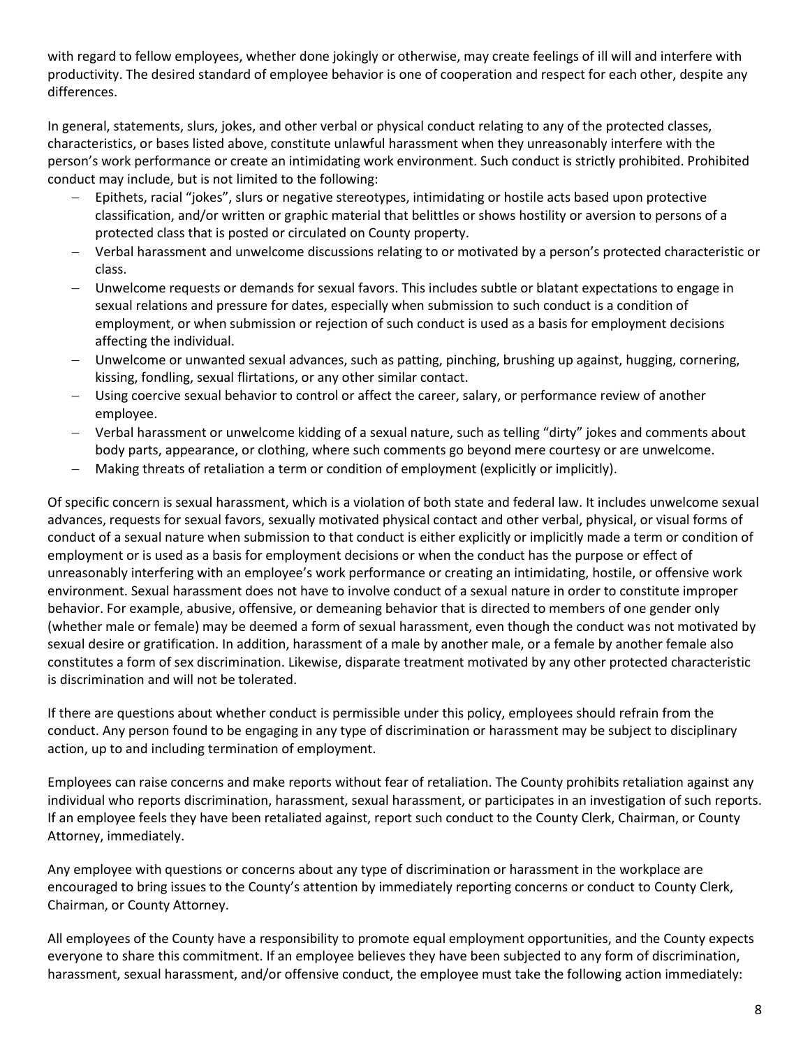with regard to fellow employees, whether done jokingly or otherwise, may create feelings of ill will and interfere with productivity. The desired standard of employee behavior is one of cooperation and respect for each other, despite any differences.

In general, statements, slurs, jokes, and other verbal or physical conduct relating to any of the protected classes, characteristics, or bases listed above, constitute unlawful harassment when they unreasonably interfere with the person's work performance or create an intimidating work environment. Such conduct is strictly prohibited. Prohibited conduct may include, but is not limited to the following:

- Epithets, racial "jokes", slurs or negative stereotypes, intimidating or hostile acts based upon protective classification, and/or written or graphic material that belittles or shows hostility or aversion to persons of a protected class that is posted or circulated on County property.
- Verbal harassment and unwelcome discussions relating to or motivated by a person's protected characteristic or class.
- Unwelcome requests or demands for sexual favors. This includes subtle or blatant expectations to engage in sexual relations and pressure for dates, especially when submission to such conduct is a condition of employment, or when submission or rejection of such conduct is used as a basis for employment decisions affecting the individual.
- Unwelcome or unwanted sexual advances, such as patting, pinching, brushing up against, hugging, cornering, kissing, fondling, sexual flirtations, or any other similar contact.
- Using coercive sexual behavior to control or affect the career, salary, or performance review of another employee.
- Verbal harassment or unwelcome kidding of a sexual nature, such as telling "dirty" jokes and comments about body parts, appearance, or clothing, where such comments go beyond mere courtesy or are unwelcome.
- Making threats of retaliation a term or condition of employment (explicitly or implicitly).

Of specific concern is sexual harassment, which is a violation of both state and federal law. It includes unwelcome sexual advances, requests for sexual favors, sexually motivated physical contact and other verbal, physical, or visual forms of conduct of a sexual nature when submission to that conduct is either explicitly or implicitly made a term or condition of employment or is used as a basis for employment decisions or when the conduct has the purpose or effect of unreasonably interfering with an employee's work performance or creating an intimidating, hostile, or offensive work environment. Sexual harassment does not have to involve conduct of a sexual nature in order to constitute improper behavior. For example, abusive, offensive, or demeaning behavior that is directed to members of one gender only (whether male or female) may be deemed a form of sexual harassment, even though the conduct was not motivated by sexual desire or gratification. In addition, harassment of a male by another male, or a female by another female also constitutes a form of sex discrimination. Likewise, disparate treatment motivated by any other protected characteristic is discrimination and will not be tolerated.

If there are questions about whether conduct is permissible under this policy, employees should refrain from the conduct. Any person found to be engaging in any type of discrimination or harassment may be subject to disciplinary action, up to and including termination of employment.

Employees can raise concerns and make reports without fear of retaliation. The County prohibits retaliation against any individual who reports discrimination, harassment, sexual harassment, or participates in an investigation of such reports. If an employee feels they have been retaliated against, report such conduct to the County Clerk, Chairman, or County Attorney, immediately.

Any employee with questions or concerns about any type of discrimination or harassment in the workplace are encouraged to bring issues to the County's attention by immediately reporting concerns or conduct to County Clerk, Chairman, or County Attorney.

All employees of the County have a responsibility to promote equal employment opportunities, and the County expects everyone to share this commitment. If an employee believes they have been subjected to any form of discrimination, harassment, sexual harassment, and/or offensive conduct, the employee must take the following action immediately: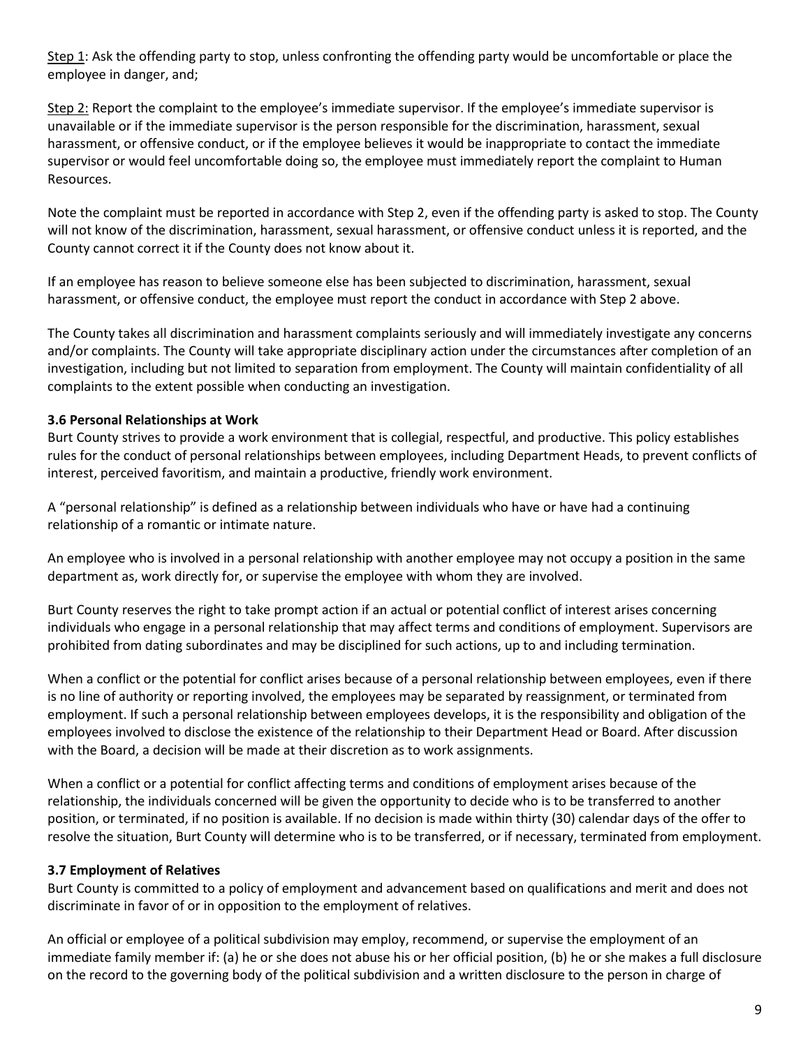<u>Step 1</u>: Ask the offending party to stop, unless confronting the offending party would be uncomfortable or place the employee in danger, and;

<u>Step 2:</u> Report the complaint to the employee's immediate supervisor. If the employee's immediate supervisor is unavailable or if the immediate supervisor is the person responsible for the discrimination, harassment, sexual harassment, or offensive conduct, or if the employee believes it would be inappropriate to contact the immediate supervisor or would feel uncomfortable doing so, the employee must immediately report the complaint to Human Resources.

Note the complaint must be reported in accordance with Step 2, even if the offending party is asked to stop. The County will not know of the discrimination, harassment, sexual harassment, or offensive conduct unless it is reported, and the County cannot correct it if the County does not know about it.

If an employee has reason to believe someone else has been subjected to discrimination, harassment, sexual harassment, or offensive conduct, the employee must report the conduct in accordance with Step 2 above.

The County takes all discrimination and harassment complaints seriously and will immediately investigate any concerns and/or complaints. The County will take appropriate disciplinary action under the circumstances after completion of an investigation, including but not limited to separation from employment. The County will maintain confidentiality of all complaints to the extent possible when conducting an investigation.

### 3.6 Personal Relationships at Work

Burt County strives to provide a work environment that is collegial, respectful, and productive. This policy establishes rules for the conduct of personal relationships between employees, including Department Heads, to prevent conflicts of interest, perceived favoritism, and maintain a productive, friendly work environment.

A "personal relationship" is defined as a relationship between individuals who have or have had a continuing relationship of a romantic or intimate nature.

An employee who is involved in a personal relationship with another employee may not occupy a position in the same department as, work directly for, or supervise the employee with whom they are involved.

Burt County reserves the right to take prompt action if an actual or potential conflict of interest arises concerning individuals who engage in a personal relationship that may affect terms and conditions of employment. Supervisors are prohibited from dating subordinates and may be disciplined for such actions, up to and including termination.

When a conflict or the potential for conflict arises because of a personal relationship between employees, even if there is no line of authority or reporting involved, the employees may be separated by reassignment, or terminated from employment. If such a personal relationship between employees develops, it is the responsibility and obligation of the employees involved to disclose the existence of the relationship to their Department Head or Board. After discussion with the Board, a decision will be made at their discretion as to work assignments.

When a conflict or a potential for conflict affecting terms and conditions of employment arises because of the relationship, the individuals concerned will be given the opportunity to decide who is to be transferred to another position, or terminated, if no position is available. If no decision is made within thirty (30) calendar days of the offer to resolve the situation, Burt County will determine who is to be transferred, or if necessary, terminated from employment.

### 3.7 Employment of Relatives

Burt County is committed to a policy of employment and advancement based on qualifications and merit and does not discriminate in favor of or in opposition to the employment of relatives.

An official or employee of a political subdivision may employ, recommend, or supervise the employment of an immediate family member if: (a) he or she does not abuse his or her official position, (b) he or she makes a full disclosure on the record to the governing body of the political subdivision and a written disclosure to the person in charge of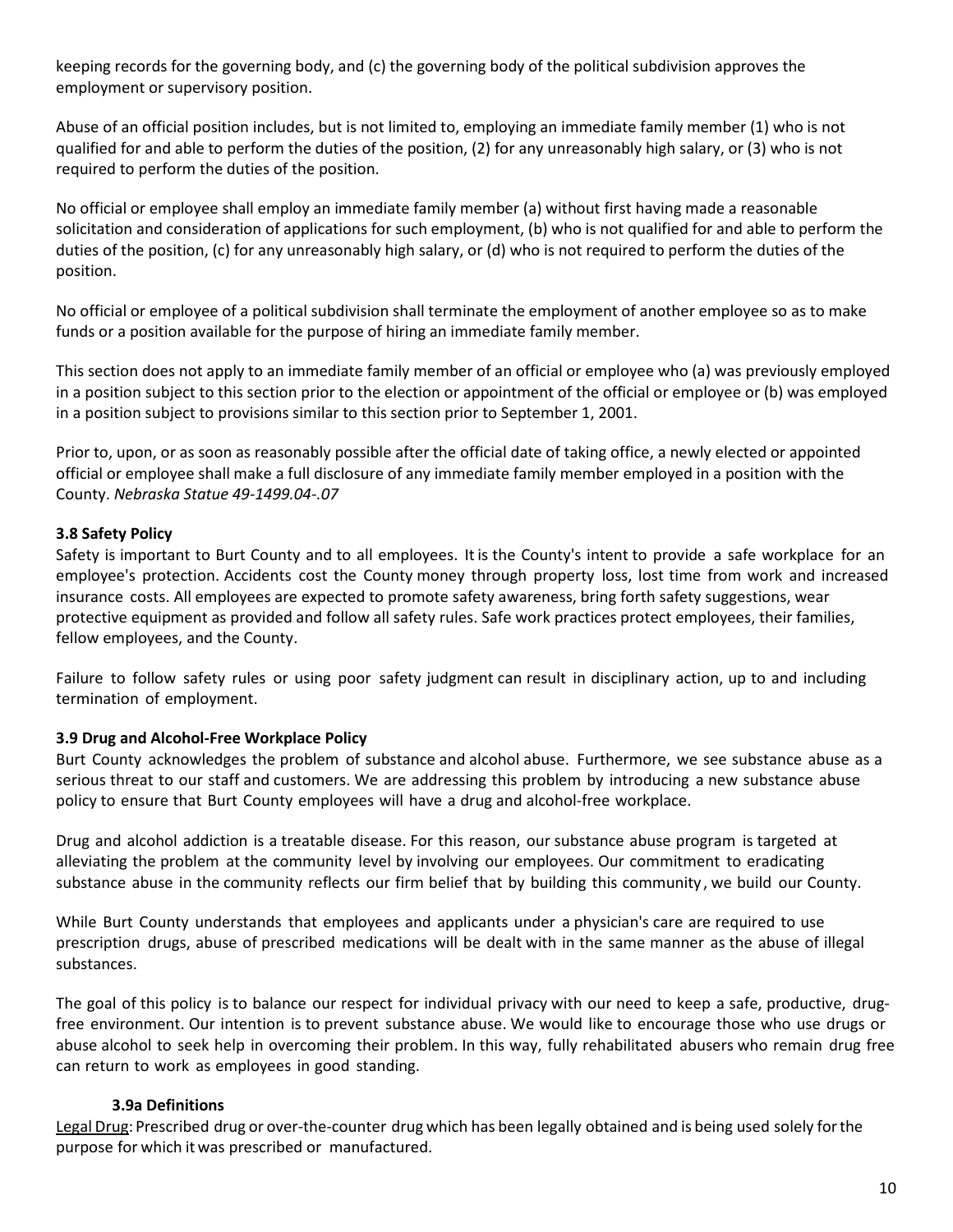keeping records for the governing body, and (c) the governing body of the political subdivision approves the employment or supervisory position.

Abuse of an official position includes, but is not limited to, employing an immediate family member (1) who is not qualified for and able to perform the duties of the position, (2) for any unreasonably high salary, or (3) who is not required to perform the duties of the position.

No official or employee shall employ an immediate family member (a) without first having made a reasonable solicitation and consideration of applications for such employment, (b) who is not qualified for and able to perform the duties of the position, (c) for any unreasonably high salary, or (d) who is not required to perform the duties of the position.

No official or employee of a political subdivision shall terminate the employment of another employee so as to make funds or a position available for the purpose of hiring an immediate family member.

This section does not apply to an immediate family member of an official or employee who (a) was previously employed in a position subject to this section prior to the election or appointment of the official or employee or (b) was employed in a position subject to provisions similar to this section prior to September 1, 2001.

Prior to, upon, or as soon as reasonably possible after the official date of taking office, a newly elected or appointed official or employee shall make a full disclosure of any immediate family member employed in a position with the County. *Nebraska Statue 49-1499.04-.07*

**3.8 Safety Policy**

Safety is important to Burt County and to all employees. It is the County's intent to provide a safe workplace for an employee's protection. Accidents cost the County money through property loss, lost time from work and increased insurance costs. All employees are expected to promote safety awareness, bring forth safety suggestions, wear protective equipment as provided and follow all safety rules. Safe work practices protect employees, their families, fellow employees, and the County.

Failure to follow safety rules or using poor safety judgment can result in disciplinary action, up to and including termination of employment.

**3.9 Drug and Alcohol-Free Workplace Policy**

Burt County acknowledges the problem of substance and alcohol abuse. Furthermore, we see substance abuse as a serious threat to our staff and customers. We are addressing this problem by introducing a new substance abuse policy to ensure that Burt County employees will have a drug and alcohol-free workplace.

Drug and alcohol addiction is a treatable disease. For this reason, our substance abuse program is targeted at alleviating the problem at the community level by involving our employees. Our commitment to eradicating substance abuse in the community reflects our firm belief that by building this community, we build our County.

While Burt County understands that employees and applicants under a physician's care are required to use prescription drugs, abuse of prescribed medications will be dealt with in the same manner as the abuse of illegal substances.

The goal of this policy is to balance our respect for individual privacy with our need to keep a safe, productive, drug-free environment. Our intention is to prevent substance abuse. We would like to encourage those who use drugs or abuse alcohol to seek help in overcoming their problem. In this way, fully rehabilitated abusers who remain drug free can return to work as employees in good standing.

**3.9a Definitions**

Legal Drug: Prescribed drug or over-the-counter drug which has been legally obtained and is being used solely for the purpose for which it was prescribed or manufactured.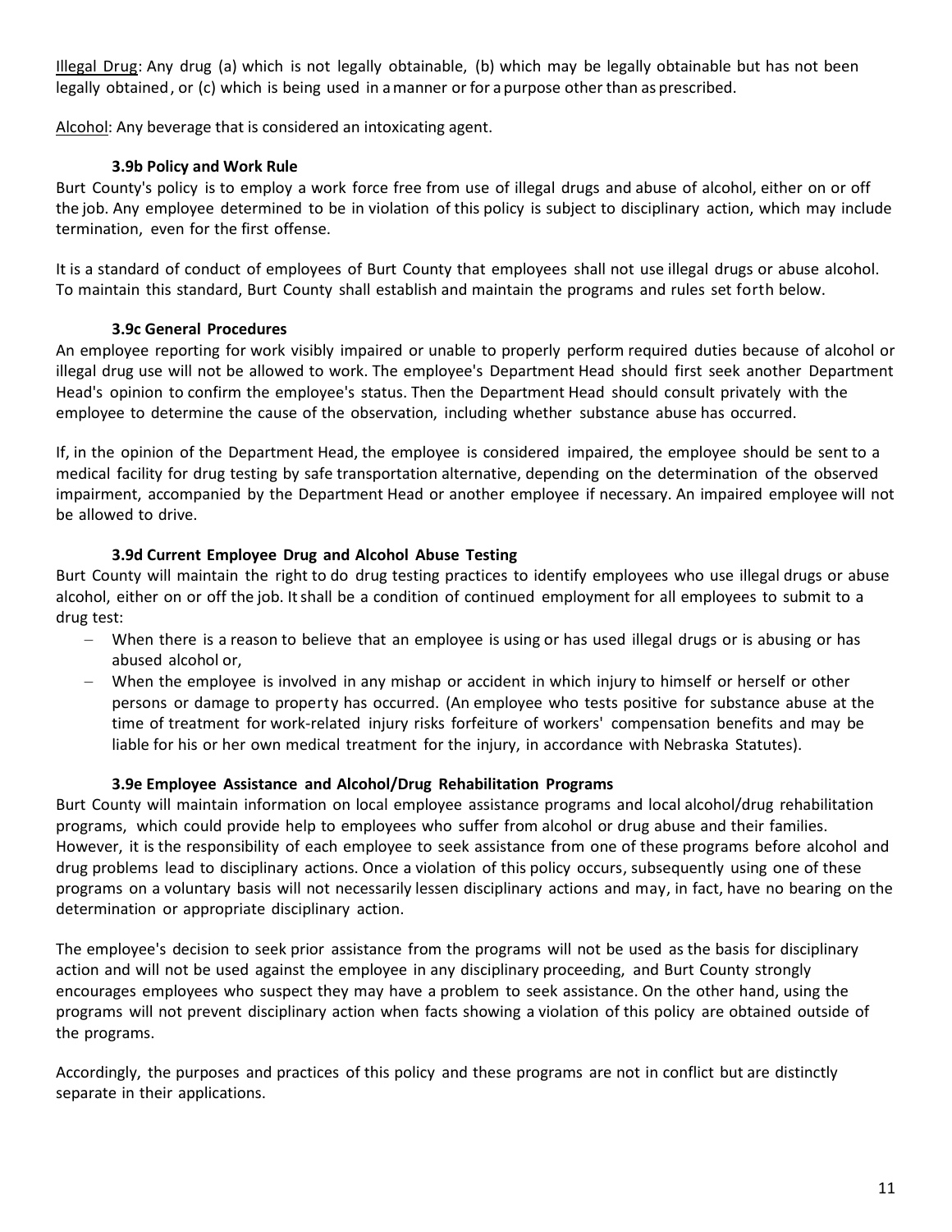Illegal Drug: Any drug (a) which is not legally obtainable, (b) which may be legally obtainable but has not been legally obtained, or (c) which is being used in a manner or for a purpose other than as prescribed.

Alcohol: Any beverage that is considered an intoxicating agent.

#### 3.9b Policy and Work Rule

Burt County's policy is to employ a work force free from use of illegal drugs and abuse of alcohol, either on or off the job. Any employee determined to be in violation of this policy is subject to disciplinary action, which may include termination, even for the first offense.

It is a standard of conduct of employees of Burt County that employees shall not use illegal drugs or abuse alcohol. To maintain this standard, Burt County shall establish and maintain the programs and rules set forth below.

#### 3.9c General Procedures

An employee reporting for work visibly impaired or unable to properly perform required duties because of alcohol or illegal drug use will not be allowed to work. The employee's Department Head should first seek another Department Head's opinion to confirm the employee's status. Then the Department Head should consult privately with the employee to determine the cause of the observation, including whether substance abuse has occurred.

If, in the opinion of the Department Head, the employee is considered impaired, the employee should be sent to a medical facility for drug testing by safe transportation alternative, depending on the determination of the observed impairment, accompanied by the Department Head or another employee if necessary. An impaired employee will not be allowed to drive.

#### 3.9d Current Employee Drug and Alcohol Abuse Testing

Burt County will maintain the right to do drug testing practices to identify employees who use illegal drugs or abuse alcohol, either on or off the job. It shall be a condition of continued employment for all employees to submit to a drug test:

- When there is a reason to believe that an employee is using or has used illegal drugs or is abusing or has abused alcohol or,
- When the employee is involved in any mishap or accident in which injury to himself or herself or other persons or damage to property has occurred. (An employee who tests positive for substance abuse at the time of treatment for work-related injury risks forfeiture of workers' compensation benefits and may be liable for his or her own medical treatment for the injury, in accordance with Nebraska Statutes).

#### 3.9e Employee Assistance and Alcohol/Drug Rehabilitation Programs

Burt County will maintain information on local employee assistance programs and local alcohol/drug rehabilitation programs, which could provide help to employees who suffer from alcohol or drug abuse and their families. However, it is the responsibility of each employee to seek assistance from one of these programs before alcohol and drug problems lead to disciplinary actions. Once a violation of this policy occurs, subsequently using one of these programs on a voluntary basis will not necessarily lessen disciplinary actions and may, in fact, have no bearing on the determination or appropriate disciplinary action.

The employee's decision to seek prior assistance from the programs will not be used as the basis for disciplinary action and will not be used against the employee in any disciplinary proceeding, and Burt County strongly encourages employees who suspect they may have a problem to seek assistance. On the other hand, using the programs will not prevent disciplinary action when facts showing a violation of this policy are obtained outside of the programs.

Accordingly, the purposes and practices of this policy and these programs are not in conflict but are distinctly separate in their applications.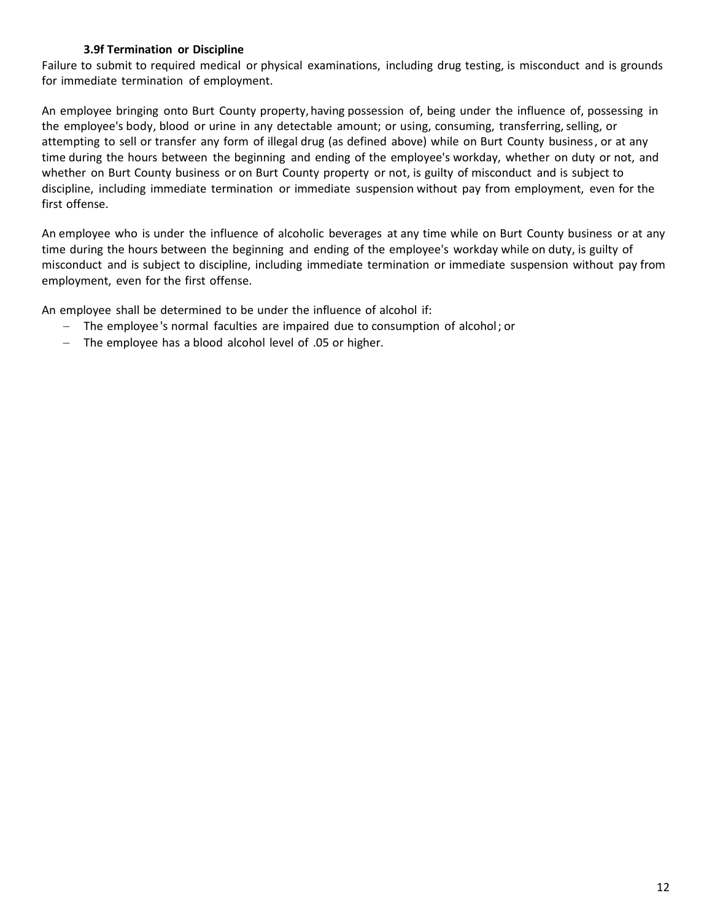#### 3.9f Termination or Discipline

Failure to submit to required medical or physical examinations, including drug testing, is misconduct and is grounds for immediate termination of employment.

An employee bringing onto Burt County property, having possession of, being under the influence of, possessing in the employee's body, blood or urine in any detectable amount; or using, consuming, transferring, selling, or attempting to sell or transfer any form of illegal drug (as defined above) while on Burt County business, or at any time during the hours between the beginning and ending of the employee's workday, whether on duty or not, and whether on Burt County business or on Burt County property or not, is guilty of misconduct and is subject to discipline, including immediate termination or immediate suspension without pay from employment, even for the first offense.

An employee who is under the influence of alcoholic beverages at any time while on Burt County business or at any time during the hours between the beginning and ending of the employee's workday while on duty, is guilty of misconduct and is subject to discipline, including immediate termination or immediate suspension without pay from employment, even for the first offense.

An employee shall be determined to be under the influence of alcohol if:

- The employee's normal faculties are impaired due to consumption of alcohol; or
- The employee has a blood alcohol level of .05 or higher.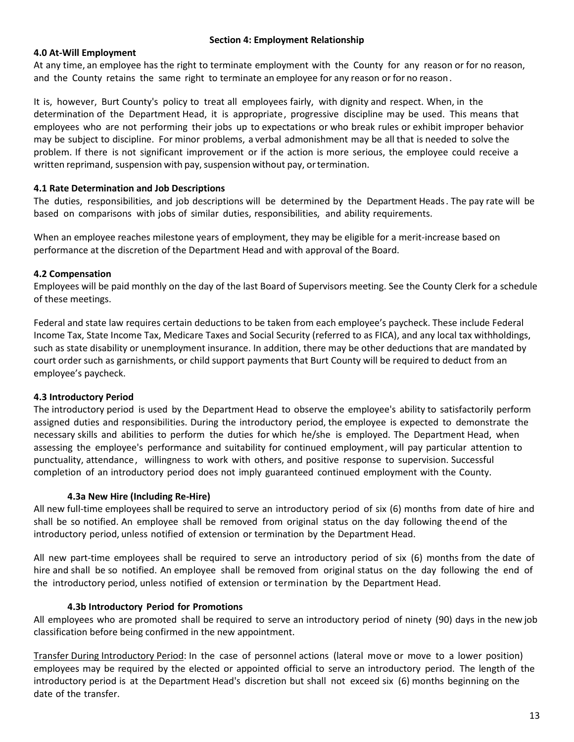## Section 4: Employment Relationship

### 4.0 At-Will Employment

At any time, an employee has the right to terminate employment with the County for any reason or for no reason, and the County retains the same right to terminate an employee for any reason or for no reason.

It is, however, Burt County's policy to treat all employees fairly, with dignity and respect. When, in the determination of the Department Head, it is appropriate, progressive discipline may be used. This means that employees who are not performing their jobs up to expectations or who break rules or exhibit improper behavior may be subject to discipline. For minor problems, a verbal admonishment may be all that is needed to solve the problem. If there is not significant improvement or if the action is more serious, the employee could receive a written reprimand, suspension with pay, suspension without pay, or termination.

### 4.1 Rate Determination and Job Descriptions

The duties, responsibilities, and job descriptions will be determined by the Department Heads. The pay rate will be based on comparisons with jobs of similar duties, responsibilities, and ability requirements.

When an employee reaches milestone years of employment, they may be eligible for a merit-increase based on performance at the discretion of the Department Head and with approval of the Board.

### 4.2 Compensation

Employees will be paid monthly on the day of the last Board of Supervisors meeting. See the County Clerk for a schedule of these meetings.

Federal and state law requires certain deductions to be taken from each employee's paycheck. These include Federal Income Tax, State Income Tax, Medicare Taxes and Social Security (referred to as FICA), and any local tax withholdings, such as state disability or unemployment insurance. In addition, there may be other deductions that are mandated by court order such as garnishments, or child support payments that Burt County will be required to deduct from an employee's paycheck.

### 4.3 Introductory Period

The introductory period is used by the Department Head to observe the employee's ability to satisfactorily perform assigned duties and responsibilities. During the introductory period, the employee is expected to demonstrate the necessary skills and abilities to perform the duties for which he/she is employed. The Department Head, when assessing the employee's performance and suitability for continued employment, will pay particular attention to punctuality, attendance, willingness to work with others, and positive response to supervision. Successful completion of an introductory period does not imply guaranteed continued employment with the County.

#### 4.3a New Hire (Including Re-Hire)

All new full-time employees shall be required to serve an introductory period of six (6) months from date of hire and shall be so notified. An employee shall be removed from original status on the day following the end of the introductory period, unless notified of extension or termination by the Department Head.

All new part-time employees shall be required to serve an introductory period of six (6) months from the date of hire and shall be so notified. An employee shall be removed from original status on the day following the end of the introductory period, unless notified of extension or termination by the Department Head.

#### 4.3b Introductory Period for Promotions

All employees who are promoted shall be required to serve an introductory period of ninety (90) days in the new job classification before being confirmed in the new appointment.

Transfer During Introductory Period: In the case of personnel actions (lateral move or move to a lower position) employees may be required by the elected or appointed official to serve an introductory period. The length of the introductory period is at the Department Head's discretion but shall not exceed six (6) months beginning on the date of the transfer.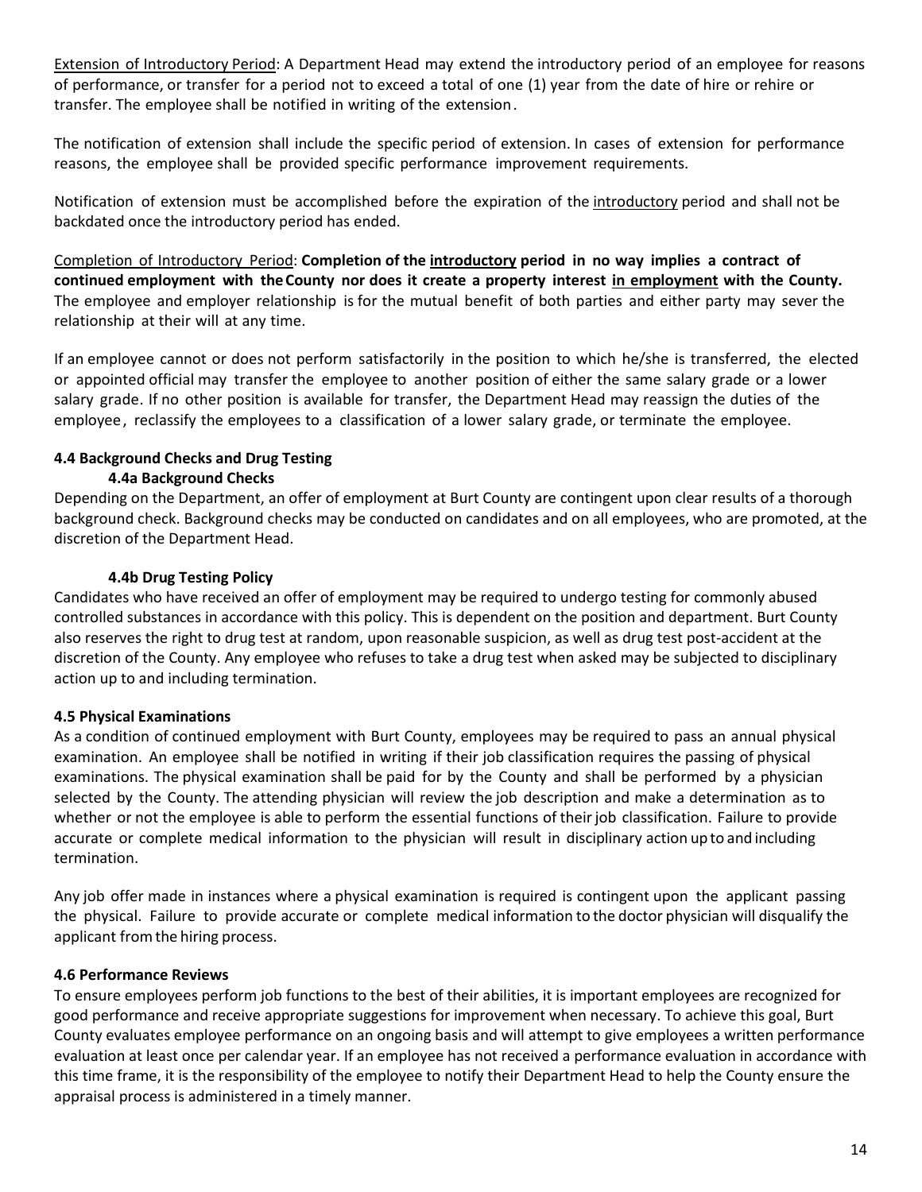Extension of Introductory Period: A Department Head may extend the introductory period of an employee for reasons of performance, or transfer for a period not to exceed a total of one (1) year from the date of hire or rehire or transfer. The employee shall be notified in writing of the extension.

The notification of extension shall include the specific period of extension. In cases of extension for performance reasons, the employee shall be provided specific performance improvement requirements.

Notification of extension must be accomplished before the expiration of the introductory period and shall not be backdated once the introductory period has ended.

Completion of Introductory Period: **Completion of the introductory period in no way implies a contract of continued employment with the County nor does it create a property interest in employment with the County.** The employee and employer relationship is for the mutual benefit of both parties and either party may sever the relationship at their will at any time.

If an employee cannot or does not perform satisfactorily in the position to which he/she is transferred, the elected or appointed official may transfer the employee to another position of either the same salary grade or a lower salary grade. If no other position is available for transfer, the Department Head may reassign the duties of the employee, reclassify the employees to a classification of a lower salary grade, or terminate the employee.

### 4.4 Background Checks and Drug Testing

#### 4.4a Background Checks

Depending on the Department, an offer of employment at Burt County are contingent upon clear results of a thorough background check. Background checks may be conducted on candidates and on all employees, who are promoted, at the discretion of the Department Head.

#### 4.4b Drug Testing Policy

Candidates who have received an offer of employment may be required to undergo testing for commonly abused controlled substances in accordance with this policy. This is dependent on the position and department. Burt County also reserves the right to drug test at random, upon reasonable suspicion, as well as drug test post-accident at the discretion of the County. Any employee who refuses to take a drug test when asked may be subjected to disciplinary action up to and including termination.

### 4.5 Physical Examinations

As a condition of continued employment with Burt County, employees may be required to pass an annual physical examination. An employee shall be notified in writing if their job classification requires the passing of physical examinations. The physical examination shall be paid for by the County and shall be performed by a physician selected by the County. The attending physician will review the job description and make a determination as to whether or not the employee is able to perform the essential functions of their job classification. Failure to provide accurate or complete medical information to the physician will result in disciplinary action up to and including termination.

Any job offer made in instances where a physical examination is required is contingent upon the applicant passing the physical. Failure to provide accurate or complete medical information to the doctor physician will disqualify the applicant from the hiring process.

### 4.6 Performance Reviews

To ensure employees perform job functions to the best of their abilities, it is important employees are recognized for good performance and receive appropriate suggestions for improvement when necessary. To achieve this goal, Burt County evaluates employee performance on an ongoing basis and will attempt to give employees a written performance evaluation at least once per calendar year. If an employee has not received a performance evaluation in accordance with this time frame, it is the responsibility of the employee to notify their Department Head to help the County ensure the appraisal process is administered in a timely manner.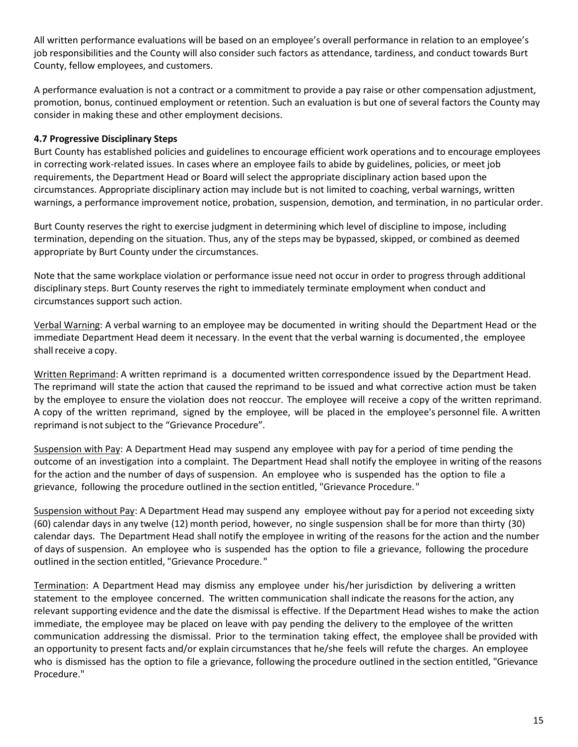All written performance evaluations will be based on an employee's overall performance in relation to an employee's job responsibilities and the County will also consider such factors as attendance, tardiness, and conduct towards Burt County, fellow employees, and customers.

A performance evaluation is not a contract or a commitment to provide a pay raise or other compensation adjustment, promotion, bonus, continued employment or retention. Such an evaluation is but one of several factors the County may consider in making these and other employment decisions.

### 4.7 Progressive Disciplinary Steps

Burt County has established policies and guidelines to encourage efficient work operations and to encourage employees in correcting work-related issues. In cases where an employee fails to abide by guidelines, policies, or meet job requirements, the Department Head or Board will select the appropriate disciplinary action based upon the circumstances. Appropriate disciplinary action may include but is not limited to coaching, verbal warnings, written warnings, a performance improvement notice, probation, suspension, demotion, and termination, in no particular order.

Burt County reserves the right to exercise judgment in determining which level of discipline to impose, including termination, depending on the situation. Thus, any of the steps may be bypassed, skipped, or combined as deemed appropriate by Burt County under the circumstances.

Note that the same workplace violation or performance issue need not occur in order to progress through additional disciplinary steps. Burt County reserves the right to immediately terminate employment when conduct and circumstances support such action.

Verbal Warning: A verbal warning to an employee may be documented in writing should the Department Head or the immediate Department Head deem it necessary. In the event that the verbal warning is documented, the employee shall receive a copy.

Written Reprimand: A written reprimand is a documented written correspondence issued by the Department Head. The reprimand will state the action that caused the reprimand to be issued and what corrective action must be taken by the employee to ensure the violation does not reoccur. The employee will receive a copy of the written reprimand. A copy of the written reprimand, signed by the employee, will be placed in the employee's personnel file. A written reprimand is not subject to the "Grievance Procedure".

Suspension with Pay: A Department Head may suspend any employee with pay for a period of time pending the outcome of an investigation into a complaint. The Department Head shall notify the employee in writing of the reasons for the action and the number of days of suspension. An employee who is suspended has the option to file a grievance, following the procedure outlined in the section entitled, "Grievance Procedure."

Suspension without Pay: A Department Head may suspend any employee without pay for a period not exceeding sixty (60) calendar days in any twelve (12) month period, however, no single suspension shall be for more than thirty (30) calendar days. The Department Head shall notify the employee in writing of the reasons for the action and the number of days of suspension. An employee who is suspended has the option to file a grievance, following the procedure outlined in the section entitled, "Grievance Procedure."

Termination: A Department Head may dismiss any employee under his/her jurisdiction by delivering a written statement to the employee concerned. The written communication shall indicate the reasons for the action, any relevant supporting evidence and the date the dismissal is effective. If the Department Head wishes to make the action immediate, the employee may be placed on leave with pay pending the delivery to the employee of the written communication addressing the dismissal. Prior to the termination taking effect, the employee shall be provided with an opportunity to present facts and/or explain circumstances that he/she feels will refute the charges. An employee who is dismissed has the option to file a grievance, following the procedure outlined in the section entitled, "Grievance Procedure."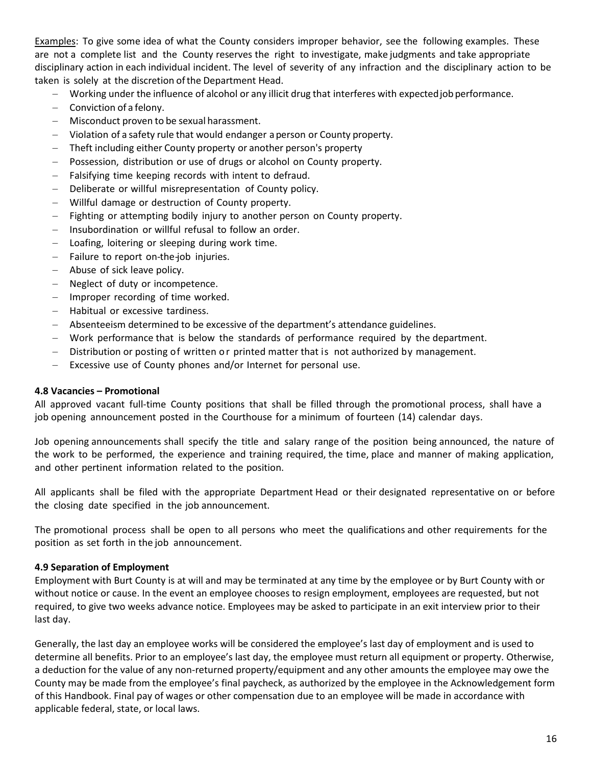Examples: To give some idea of what the County considers improper behavior, see the following examples. These are not a complete list and the County reserves the right to investigate, make judgments and take appropriate disciplinary action in each individual incident. The level of severity of any infraction and the disciplinary action to be taken is solely at the discretion of the Department Head.

- Working under the influence of alcohol or any illicit drug that interferes with expected job performance.
- Conviction of a felony.
- Misconduct proven to be sexual harassment.
- Violation of a safety rule that would endanger a person or County property.
- Theft including either County property or another person's property
- Possession, distribution or use of drugs or alcohol on County property.
- Falsifying time keeping records with intent to defraud.
- Deliberate or willful misrepresentation of County policy.
- Willful damage or destruction of County property.
- Fighting or attempting bodily injury to another person on County property.
- Insubordination or willful refusal to follow an order.
- Loafing, loitering or sleeping during work time.
- Failure to report on-the-job injuries.
- Abuse of sick leave policy.
- Neglect of duty or incompetence.
- Improper recording of time worked.
- Habitual or excessive tardiness.
- Absenteeism determined to be excessive of the department's attendance guidelines.
- Work performance that is below the standards of performance required by the department.
- Distribution or posting of written or printed matter that is not authorized by management.
- Excessive use of County phones and/or Internet for personal use.

**4.8 Vacancies – Promotional**

All approved vacant full-time County positions that shall be filled through the promotional process, shall have a job opening announcement posted in the Courthouse for a minimum of fourteen (14) calendar days.

Job opening announcements shall specify the title and salary range of the position being announced, the nature of the work to be performed, the experience and training required, the time, place and manner of making application, and other pertinent information related to the position.

All applicants shall be filed with the appropriate Department Head or their designated representative on or before the closing date specified in the job announcement.

The promotional process shall be open to all persons who meet the qualifications and other requirements for the position as set forth in the job announcement.

**4.9 Separation of Employment**

Employment with Burt County is at will and may be terminated at any time by the employee or by Burt County with or without notice or cause. In the event an employee chooses to resign employment, employees are requested, but not required, to give two weeks advance notice. Employees may be asked to participate in an exit interview prior to their last day.

Generally, the last day an employee works will be considered the employee's last day of employment and is used to determine all benefits. Prior to an employee's last day, the employee must return all equipment or property. Otherwise, a deduction for the value of any non-returned property/equipment and any other amounts the employee may owe the County may be made from the employee's final paycheck, as authorized by the employee in the Acknowledgement form of this Handbook. Final pay of wages or other compensation due to an employee will be made in accordance with applicable federal, state, or local laws.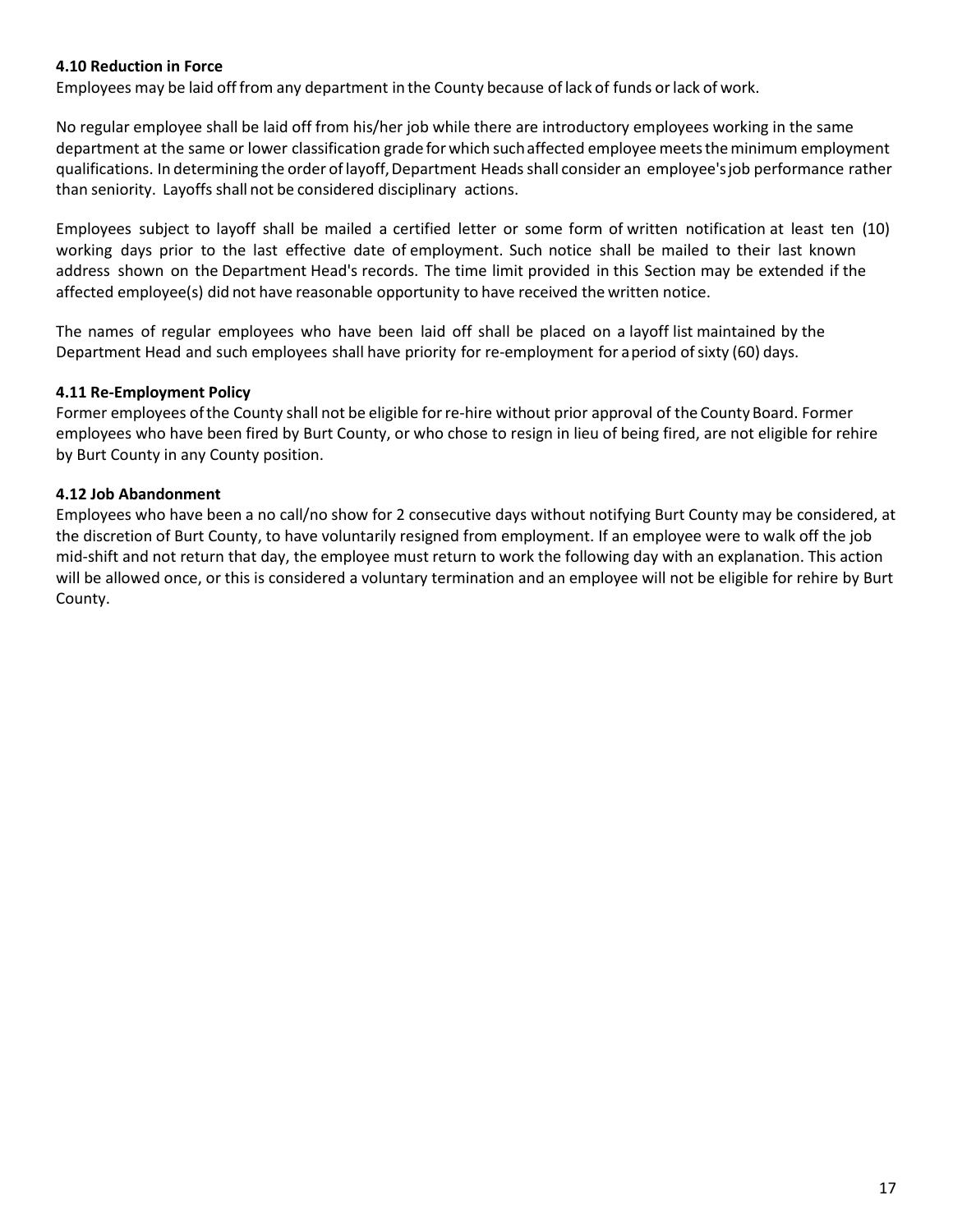**4.10 Reduction in Force**

Employees may be laid off from any department in the County because of lack of funds or lack of work.

No regular employee shall be laid off from his/her job while there are introductory employees working in the same department at the same or lower classification grade for which such affected employee meets the minimum employment qualifications. In determining the order of layoff, Department Heads shall consider an employee's job performance rather than seniority. Layoffs shall not be considered disciplinary actions.

Employees subject to layoff shall be mailed a certified letter or some form of written notification at least ten (10) working days prior to the last effective date of employment. Such notice shall be mailed to their last known address shown on the Department Head's records. The time limit provided in this Section may be extended if the affected employee(s) did not have reasonable opportunity to have received the written notice.

The names of regular employees who have been laid off shall be placed on a layoff list maintained by the Department Head and such employees shall have priority for re-employment for a period of sixty (60) days.

**4.11 Re-Employment Policy**

Former employees of the County shall not be eligible for re-hire without prior approval of the County Board. Former employees who have been fired by Burt County, or who chose to resign in lieu of being fired, are not eligible for rehire by Burt County in any County position.

**4.12 Job Abandonment**

Employees who have been a no call/no show for 2 consecutive days without notifying Burt County may be considered, at the discretion of Burt County, to have voluntarily resigned from employment. If an employee were to walk off the job mid-shift and not return that day, the employee must return to work the following day with an explanation. This action will be allowed once, or this is considered a voluntary termination and an employee will not be eligible for rehire by Burt County.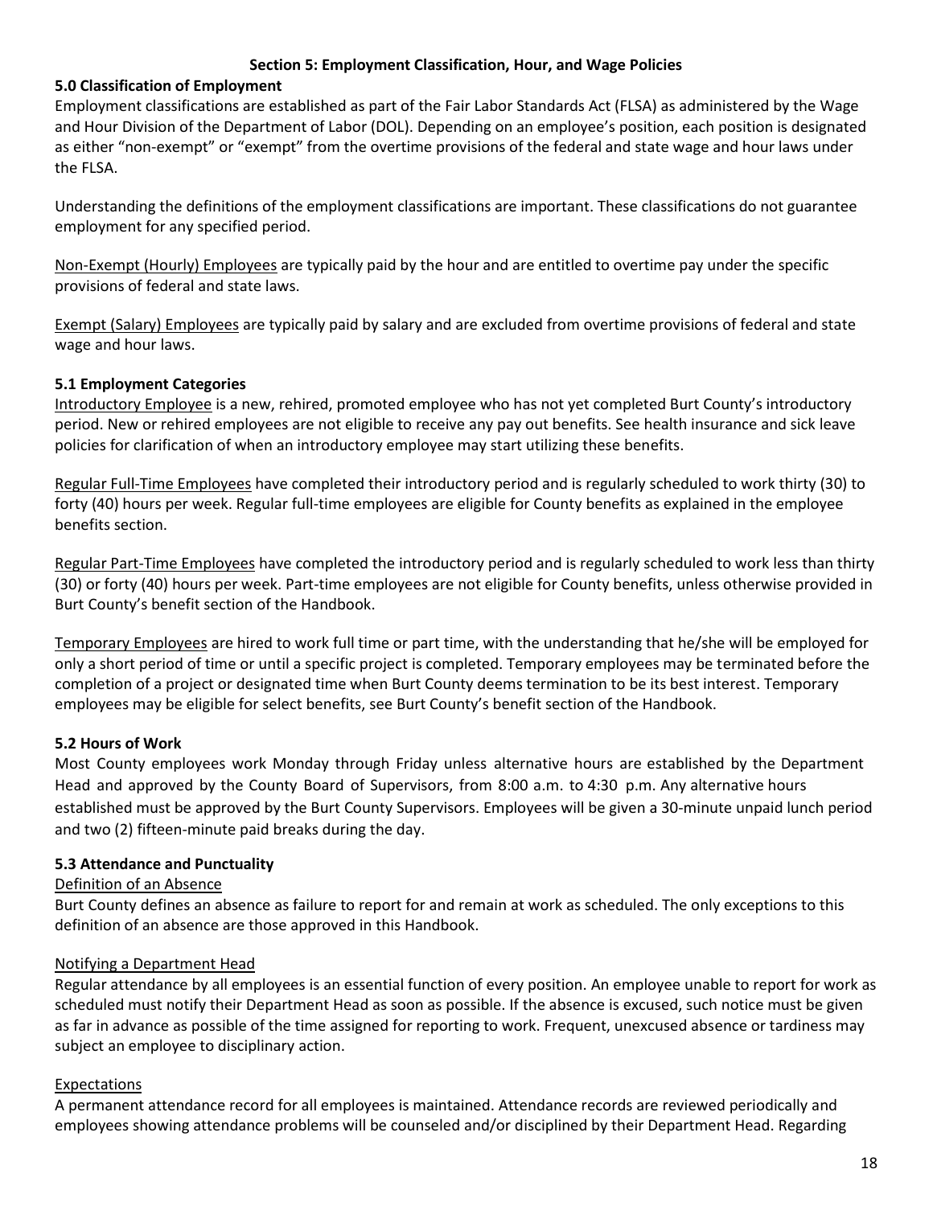## Section 5: Employment Classification, Hour, and Wage Policies

### 5.0 Classification of Employment

Employment classifications are established as part of the Fair Labor Standards Act (FLSA) as administered by the Wage and Hour Division of the Department of Labor (DOL). Depending on an employee's position, each position is designated as either "non-exempt" or "exempt" from the overtime provisions of the federal and state wage and hour laws under the FLSA.

Understanding the definitions of the employment classifications are important. These classifications do not guarantee employment for any specified period.

Non-Exempt (Hourly) Employees are typically paid by the hour and are entitled to overtime pay under the specific provisions of federal and state laws.

Exempt (Salary) Employees are typically paid by salary and are excluded from overtime provisions of federal and state wage and hour laws.

### 5.1 Employment Categories

Introductory Employee is a new, rehired, promoted employee who has not yet completed Burt County's introductory period. New or rehired employees are not eligible to receive any pay out benefits. See health insurance and sick leave policies for clarification of when an introductory employee may start utilizing these benefits.

Regular Full-Time Employees have completed their introductory period and is regularly scheduled to work thirty (30) to forty (40) hours per week. Regular full-time employees are eligible for County benefits as explained in the employee benefits section.

Regular Part-Time Employees have completed the introductory period and is regularly scheduled to work less than thirty (30) or forty (40) hours per week. Part-time employees are not eligible for County benefits, unless otherwise provided in Burt County's benefit section of the Handbook.

Temporary Employees are hired to work full time or part time, with the understanding that he/she will be employed for only a short period of time or until a specific project is completed. Temporary employees may be terminated before the completion of a project or designated time when Burt County deems termination to be its best interest. Temporary employees may be eligible for select benefits, see Burt County's benefit section of the Handbook.

### 5.2 Hours of Work

Most County employees work Monday through Friday unless alternative hours are established by the Department Head and approved by the County Board of Supervisors, from 8:00 a.m. to 4:30 p.m. Any alternative hours established must be approved by the Burt County Supervisors. Employees will be given a 30-minute unpaid lunch period and two (2) fifteen-minute paid breaks during the day.

### 5.3 Attendance and Punctuality

Definition of an Absence

Burt County defines an absence as failure to report for and remain at work as scheduled. The only exceptions to this definition of an absence are those approved in this Handbook.

Notifying a Department Head

Regular attendance by all employees is an essential function of every position. An employee unable to report for work as scheduled must notify their Department Head as soon as possible. If the absence is excused, such notice must be given as far in advance as possible of the time assigned for reporting to work. Frequent, unexcused absence or tardiness may subject an employee to disciplinary action.

Expectations

A permanent attendance record for all employees is maintained. Attendance records are reviewed periodically and employees showing attendance problems will be counseled and/or disciplined by their Department Head. Regarding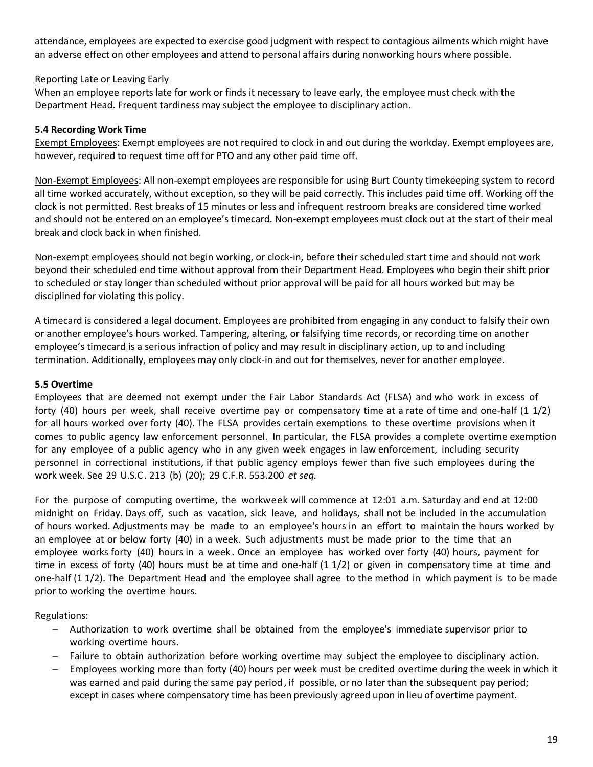attendance, employees are expected to exercise good judgment with respect to contagious ailments which might have an adverse effect on other employees and attend to personal affairs during nonworking hours where possible.

Reporting Late or Leaving Early

When an employee reports late for work or finds it necessary to leave early, the employee must check with the Department Head. Frequent tardiness may subject the employee to disciplinary action.

### 5.4 Recording Work Time

Exempt Employees: Exempt employees are not required to clock in and out during the workday. Exempt employees are, however, required to request time off for PTO and any other paid time off.

Non-Exempt Employees: All non-exempt employees are responsible for using Burt County timekeeping system to record all time worked accurately, without exception, so they will be paid correctly. This includes paid time off. Working off the clock is not permitted. Rest breaks of 15 minutes or less and infrequent restroom breaks are considered time worked and should not be entered on an employee's timecard. Non-exempt employees must clock out at the start of their meal break and clock back in when finished.

Non-exempt employees should not begin working, or clock-in, before their scheduled start time and should not work beyond their scheduled end time without approval from their Department Head. Employees who begin their shift prior to scheduled or stay longer than scheduled without prior approval will be paid for all hours worked but may be disciplined for violating this policy.

A timecard is considered a legal document. Employees are prohibited from engaging in any conduct to falsify their own or another employee's hours worked. Tampering, altering, or falsifying time records, or recording time on another employee's timecard is a serious infraction of policy and may result in disciplinary action, up to and including termination. Additionally, employees may only clock-in and out for themselves, never for another employee.

### 5.5 Overtime

Employees that are deemed not exempt under the Fair Labor Standards Act (FLSA) and who work in excess of forty (40) hours per week, shall receive overtime pay or compensatory time at a rate of time and one-half (1 1/2) for all hours worked over forty (40). The FLSA provides certain exemptions to these overtime provisions when it comes to public agency law enforcement personnel. In particular, the FLSA provides a complete overtime exemption for any employee of a public agency who in any given week engages in law enforcement, including security personnel in correctional institutions, if that public agency employs fewer than five such employees during the work week. See 29 U.S.C. 213 (b) (20); 29 C.F.R. 553.200 *et seq.*

For the purpose of computing overtime, the workweek will commence at 12:01 a.m. Saturday and end at 12:00 midnight on Friday. Days off, such as vacation, sick leave, and holidays, shall not be included in the accumulation of hours worked. Adjustments may be made to an employee's hours in an effort to maintain the hours worked by an employee at or below forty (40) in a week. Such adjustments must be made prior to the time that an employee works forty (40) hours in a week. Once an employee has worked over forty (40) hours, payment for time in excess of forty (40) hours must be at time and one-half (1 1/2) or given in compensatory time at time and one-half (1 1/2). The Department Head and the employee shall agree to the method in which payment is to be made prior to working the overtime hours.

Regulations:

- Authorization to work overtime shall be obtained from the employee's immediate supervisor prior to working overtime hours.
- Failure to obtain authorization before working overtime may subject the employee to disciplinary action.
- Employees working more than forty (40) hours per week must be credited overtime during the week in which it was earned and paid during the same pay period, if possible, or no later than the subsequent pay period; except in cases where compensatory time has been previously agreed upon in lieu of overtime payment.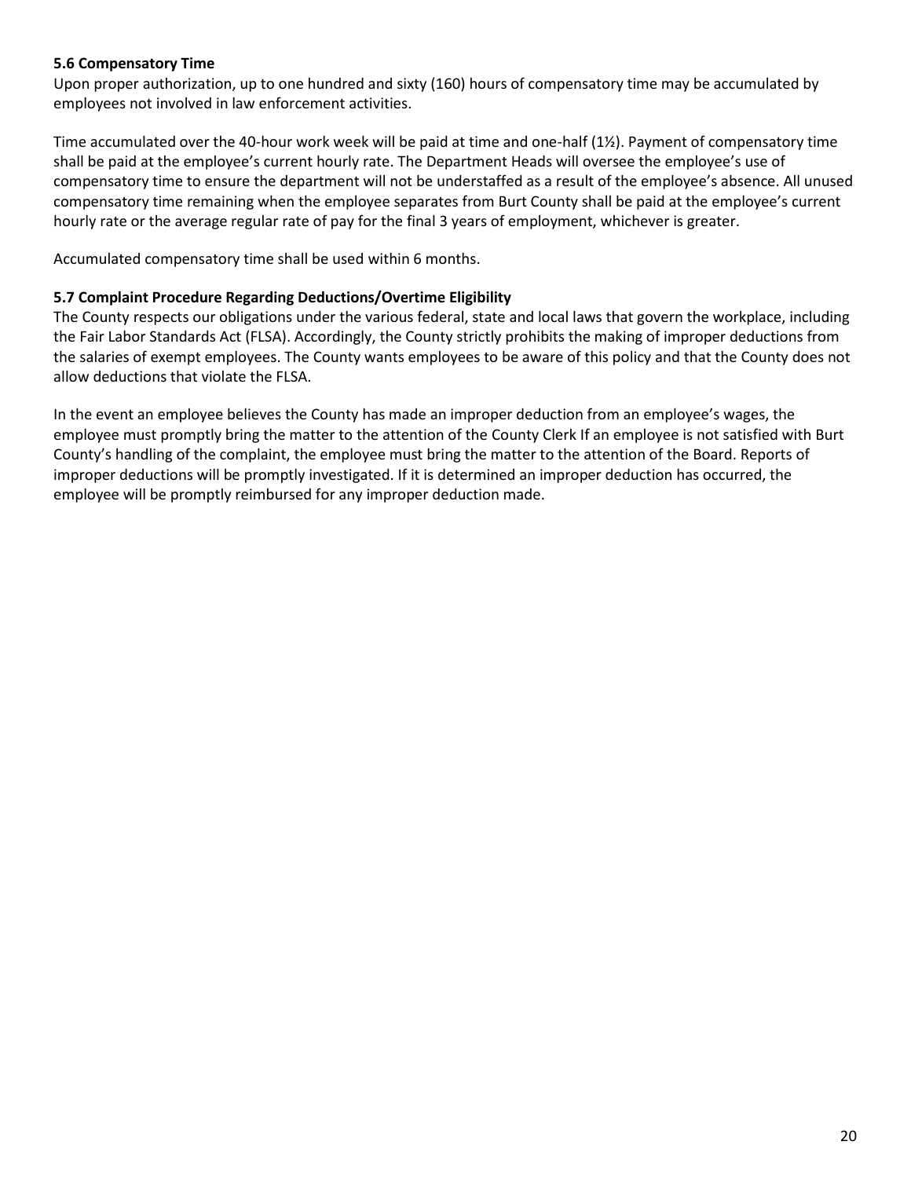### 5.6 Compensatory Time

Upon proper authorization, up to one hundred and sixty (160) hours of compensatory time may be accumulated by employees not involved in law enforcement activities.

Time accumulated over the 40-hour work week will be paid at time and one-half (1½). Payment of compensatory time shall be paid at the employee's current hourly rate. The Department Heads will oversee the employee's use of compensatory time to ensure the department will not be understaffed as a result of the employee's absence. All unused compensatory time remaining when the employee separates from Burt County shall be paid at the employee's current hourly rate or the average regular rate of pay for the final 3 years of employment, whichever is greater.

Accumulated compensatory time shall be used within 6 months.

### 5.7 Complaint Procedure Regarding Deductions/Overtime Eligibility

The County respects our obligations under the various federal, state and local laws that govern the workplace, including the Fair Labor Standards Act (FLSA). Accordingly, the County strictly prohibits the making of improper deductions from the salaries of exempt employees. The County wants employees to be aware of this policy and that the County does not allow deductions that violate the FLSA.

In the event an employee believes the County has made an improper deduction from an employee's wages, the employee must promptly bring the matter to the attention of the County Clerk If an employee is not satisfied with Burt County's handling of the complaint, the employee must bring the matter to the attention of the Board. Reports of improper deductions will be promptly investigated. If it is determined an improper deduction has occurred, the employee will be promptly reimbursed for any improper deduction made.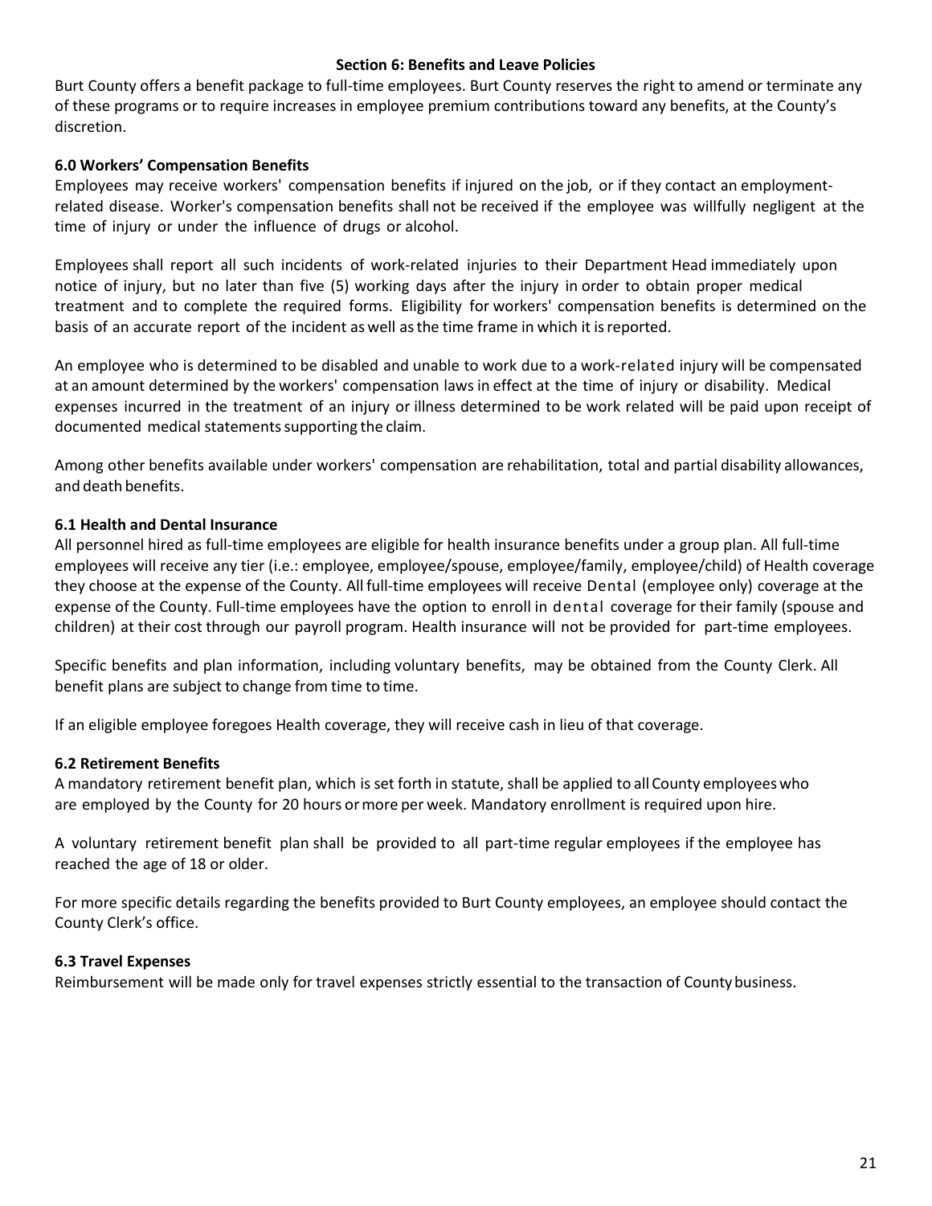## Section 6: Benefits and Leave Policies

Burt County offers a benefit package to full-time employees. Burt County reserves the right to amend or terminate any of these programs or to require increases in employee premium contributions toward any benefits, at the County's discretion.

### 6.0 Workers' Compensation Benefits

Employees may receive workers' compensation benefits if injured on the job, or if they contact an employment-related disease. Worker's compensation benefits shall not be received if the employee was willfully negligent at the time of injury or under the influence of drugs or alcohol.

Employees shall report all such incidents of work-related injuries to their Department Head immediately upon notice of injury, but no later than five (5) working days after the injury in order to obtain proper medical treatment and to complete the required forms. Eligibility for workers' compensation benefits is determined on the basis of an accurate report of the incident as well as the time frame in which it is reported.

An employee who is determined to be disabled and unable to work due to a work-related injury will be compensated at an amount determined by the workers' compensation laws in effect at the time of injury or disability. Medical expenses incurred in the treatment of an injury or illness determined to be work related will be paid upon receipt of documented medical statements supporting the claim.

Among other benefits available under workers' compensation are rehabilitation, total and partial disability allowances, and death benefits.

### 6.1 Health and Dental Insurance

All personnel hired as full-time employees are eligible for health insurance benefits under a group plan. All full-time employees will receive any tier (i.e.: employee, employee/spouse, employee/family, employee/child) of Health coverage they choose at the expense of the County. All full-time employees will receive Dental (employee only) coverage at the expense of the County. Full-time employees have the option to enroll in dental coverage for their family (spouse and children) at their cost through our payroll program. Health insurance will not be provided for part-time employees.

Specific benefits and plan information, including voluntary benefits, may be obtained from the County Clerk. All benefit plans are subject to change from time to time.

If an eligible employee foregoes Health coverage, they will receive cash in lieu of that coverage.

### 6.2 Retirement Benefits

A mandatory retirement benefit plan, which is set forth in statute, shall be applied to all County employees who are employed by the County for 20 hours or more per week. Mandatory enrollment is required upon hire.

A voluntary retirement benefit plan shall be provided to all part-time regular employees if the employee has reached the age of 18 or older.

For more specific details regarding the benefits provided to Burt County employees, an employee should contact the County Clerk's office.

### 6.3 Travel Expenses

Reimbursement will be made only for travel expenses strictly essential to the transaction of County business.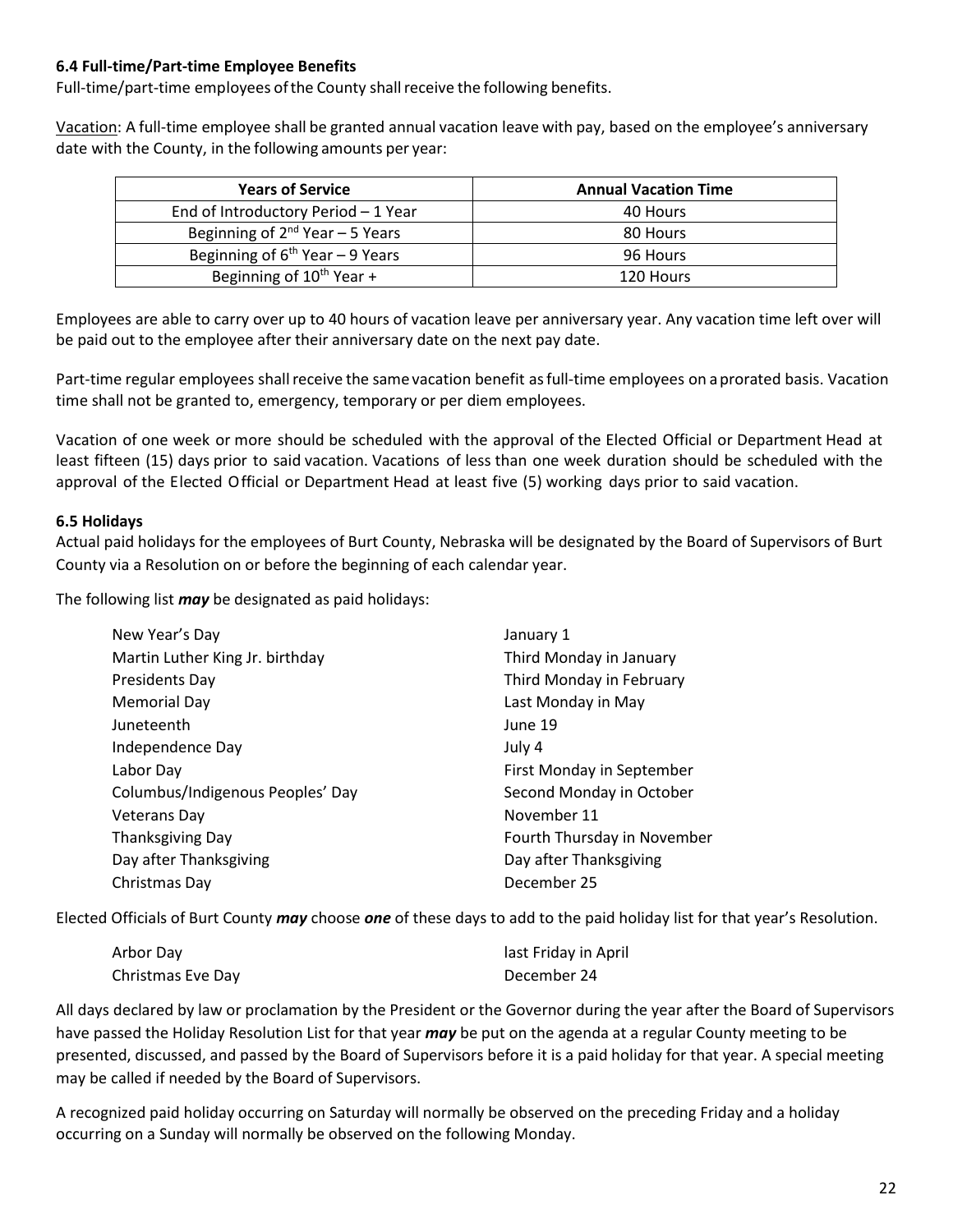#### 6.4 Full-time/Part-time Employee Benefits

Full-time/part-time employees of the County shall receive the following benefits.

Vacation: A full-time employee shall be granted annual vacation leave with pay, based on the employee's anniversary date with the County, in the following amounts per year:

| Years of Service | Annual Vacation Time |
|---|---|
| End of Introductory Period – 1 Year | 40 Hours |
| Beginning of 2nd Year – 5 Years | 80 Hours |
| Beginning of 6th Year – 9 Years | 96 Hours |
| Beginning of 10th Year + | 120 Hours |

Employees are able to carry over up to 40 hours of vacation leave per anniversary year. Any vacation time left over will be paid out to the employee after their anniversary date on the next pay date.

Part-time regular employees shall receive the same vacation benefit as full-time employees on a prorated basis. Vacation time shall not be granted to, emergency, temporary or per diem employees.

Vacation of one week or more should be scheduled with the approval of the Elected Official or Department Head at least fifteen (15) days prior to said vacation. Vacations of less than one week duration should be scheduled with the approval of the Elected Official or Department Head at least five (5) working days prior to said vacation.

#### 6.5 Holidays

Actual paid holidays for the employees of Burt County, Nebraska will be designated by the Board of Supervisors of Burt County via a Resolution on or before the beginning of each calendar year.

The following list ***may*** be designated as paid holidays:

| | |
|---|---|
| New Year's Day | January 1 |
| Martin Luther King Jr. birthday | Third Monday in January |
| Presidents Day | Third Monday in February |
| Memorial Day | Last Monday in May |
| Juneteenth | June 19 |
| Independence Day | July 4 |
| Labor Day | First Monday in September |
| Columbus/Indigenous Peoples' Day | Second Monday in October |
| Veterans Day | November 11 |
| Thanksgiving Day | Fourth Thursday in November |
| Day after Thanksgiving | Day after Thanksgiving |
| Christmas Day | December 25 |

Elected Officials of Burt County ***may*** choose ***one*** of these days to add to the paid holiday list for that year's Resolution.

| | |
|---|---|
| Arbor Day | last Friday in April |
| Christmas Eve Day | December 24 |

All days declared by law or proclamation by the President or the Governor during the year after the Board of Supervisors have passed the Holiday Resolution List for that year ***may*** be put on the agenda at a regular County meeting to be presented, discussed, and passed by the Board of Supervisors before it is a paid holiday for that year. A special meeting may be called if needed by the Board of Supervisors.

A recognized paid holiday occurring on Saturday will normally be observed on the preceding Friday and a holiday occurring on a Sunday will normally be observed on the following Monday.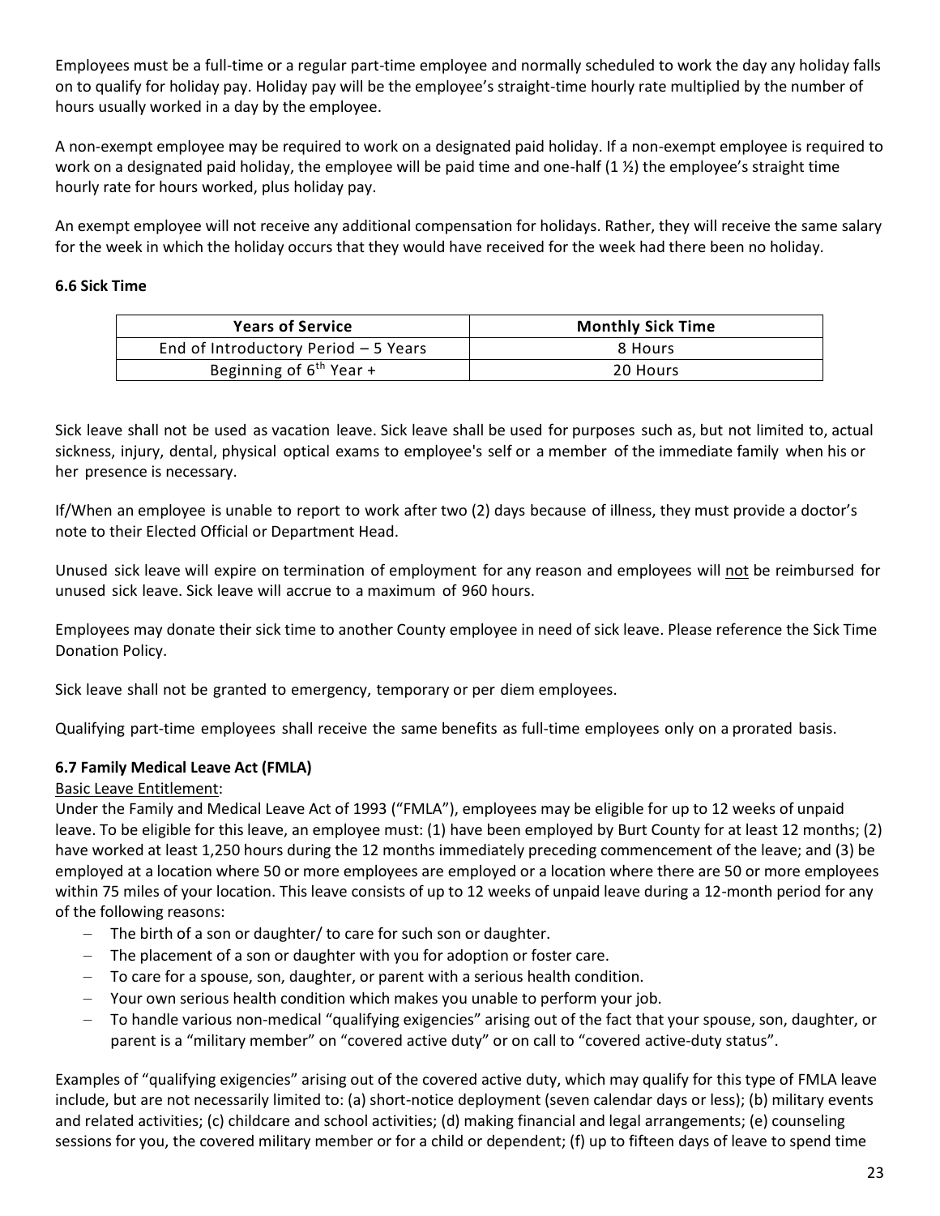Employees must be a full-time or a regular part-time employee and normally scheduled to work the day any holiday falls on to qualify for holiday pay. Holiday pay will be the employee's straight-time hourly rate multiplied by the number of hours usually worked in a day by the employee.

A non-exempt employee may be required to work on a designated paid holiday. If a non-exempt employee is required to work on a designated paid holiday, the employee will be paid time and one-half (1 ½) the employee's straight time hourly rate for hours worked, plus holiday pay.

An exempt employee will not receive any additional compensation for holidays. Rather, they will receive the same salary for the week in which the holiday occurs that they would have received for the week had there been no holiday.

### 6.6 Sick Time

| Years of Service | Monthly Sick Time |
| --- | --- |
| End of Introductory Period – 5 Years | 8 Hours |
| Beginning of 6th Year + | 20 Hours |

Sick leave shall not be used as vacation leave. Sick leave shall be used for purposes such as, but not limited to, actual sickness, injury, dental, physical optical exams to employee's self or a member of the immediate family when his or her presence is necessary.

If/When an employee is unable to report to work after two (2) days because of illness, they must provide a doctor's note to their Elected Official or Department Head.

Unused sick leave will expire on termination of employment for any reason and employees will <u>not</u> be reimbursed for unused sick leave. Sick leave will accrue to a maximum of 960 hours.

Employees may donate their sick time to another County employee in need of sick leave. Please reference the Sick Time Donation Policy.

Sick leave shall not be granted to emergency, temporary or per diem employees.

Qualifying part-time employees shall receive the same benefits as full-time employees only on a prorated basis.

### 6.7 Family Medical Leave Act (FMLA)

<u>Basic Leave Entitlement</u>:

Under the Family and Medical Leave Act of 1993 ("FMLA"), employees may be eligible for up to 12 weeks of unpaid leave. To be eligible for this leave, an employee must: (1) have been employed by Burt County for at least 12 months; (2) have worked at least 1,250 hours during the 12 months immediately preceding commencement of the leave; and (3) be employed at a location where 50 or more employees are employed or a location where there are 50 or more employees within 75 miles of your location. This leave consists of up to 12 weeks of unpaid leave during a 12-month period for any of the following reasons:

- The birth of a son or daughter/ to care for such son or daughter.
- The placement of a son or daughter with you for adoption or foster care.
- To care for a spouse, son, daughter, or parent with a serious health condition.
- Your own serious health condition which makes you unable to perform your job.
- To handle various non-medical "qualifying exigencies" arising out of the fact that your spouse, son, daughter, or parent is a "military member" on "covered active duty" or on call to "covered active-duty status".

Examples of "qualifying exigencies" arising out of the covered active duty, which may qualify for this type of FMLA leave include, but are not necessarily limited to: (a) short-notice deployment (seven calendar days or less); (b) military events and related activities; (c) childcare and school activities; (d) making financial and legal arrangements; (e) counseling sessions for you, the covered military member or for a child or dependent; (f) up to fifteen days of leave to spend time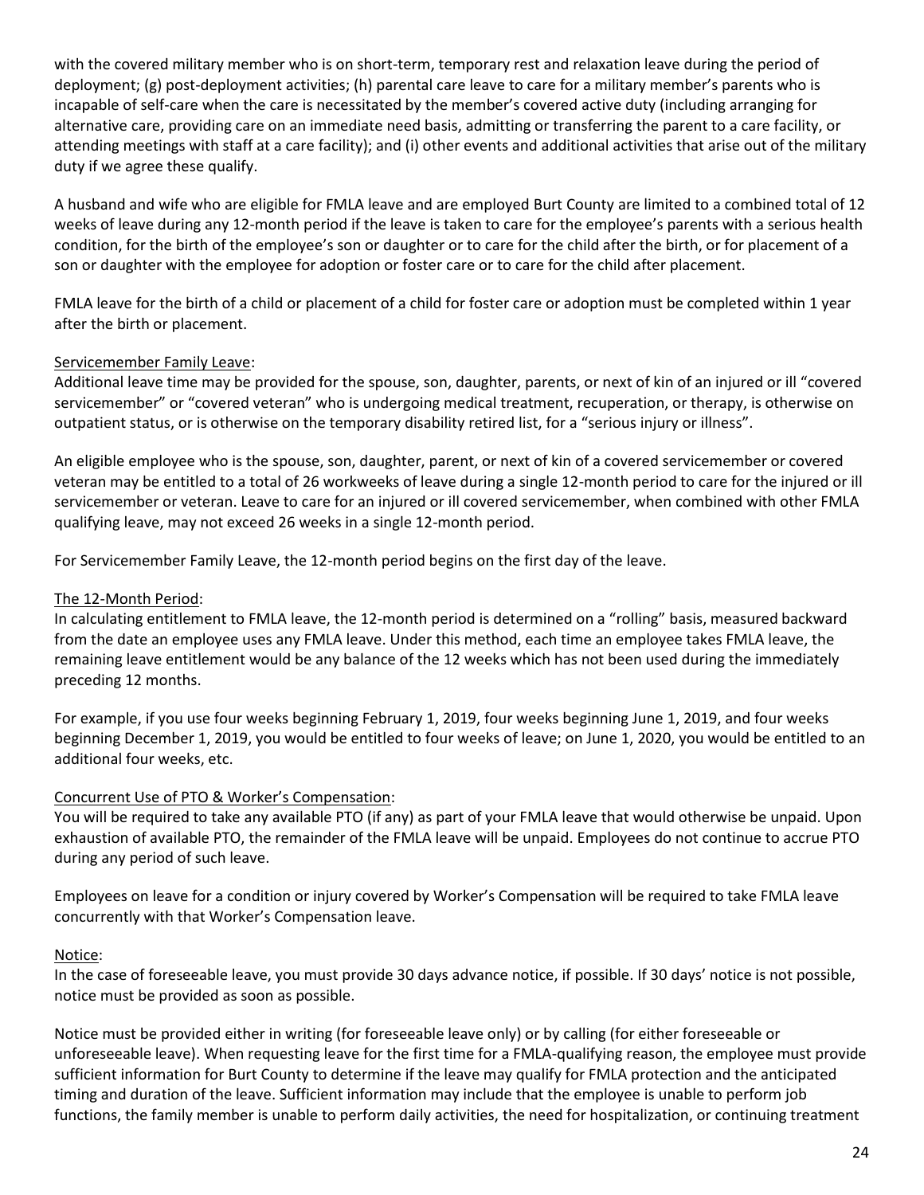with the covered military member who is on short-term, temporary rest and relaxation leave during the period of deployment; (g) post-deployment activities; (h) parental care leave to care for a military member's parents who is incapable of self-care when the care is necessitated by the member's covered active duty (including arranging for alternative care, providing care on an immediate need basis, admitting or transferring the parent to a care facility, or attending meetings with staff at a care facility); and (i) other events and additional activities that arise out of the military duty if we agree these qualify.

A husband and wife who are eligible for FMLA leave and are employed Burt County are limited to a combined total of 12 weeks of leave during any 12-month period if the leave is taken to care for the employee's parents with a serious health condition, for the birth of the employee's son or daughter or to care for the child after the birth, or for placement of a son or daughter with the employee for adoption or foster care or to care for the child after placement.

FMLA leave for the birth of a child or placement of a child for foster care or adoption must be completed within 1 year after the birth or placement.

Servicemember Family Leave:
Additional leave time may be provided for the spouse, son, daughter, parents, or next of kin of an injured or ill "covered servicemember" or "covered veteran" who is undergoing medical treatment, recuperation, or therapy, is otherwise on outpatient status, or is otherwise on the temporary disability retired list, for a "serious injury or illness".

An eligible employee who is the spouse, son, daughter, parent, or next of kin of a covered servicemember or covered veteran may be entitled to a total of 26 workweeks of leave during a single 12-month period to care for the injured or ill servicemember or veteran. Leave to care for an injured or ill covered servicemember, when combined with other FMLA qualifying leave, may not exceed 26 weeks in a single 12-month period.

For Servicemember Family Leave, the 12-month period begins on the first day of the leave.

The 12-Month Period:
In calculating entitlement to FMLA leave, the 12-month period is determined on a "rolling" basis, measured backward from the date an employee uses any FMLA leave. Under this method, each time an employee takes FMLA leave, the remaining leave entitlement would be any balance of the 12 weeks which has not been used during the immediately preceding 12 months.

For example, if you use four weeks beginning February 1, 2019, four weeks beginning June 1, 2019, and four weeks beginning December 1, 2019, you would be entitled to four weeks of leave; on June 1, 2020, you would be entitled to an additional four weeks, etc.

Concurrent Use of PTO & Worker's Compensation:
You will be required to take any available PTO (if any) as part of your FMLA leave that would otherwise be unpaid. Upon exhaustion of available PTO, the remainder of the FMLA leave will be unpaid. Employees do not continue to accrue PTO during any period of such leave.

Employees on leave for a condition or injury covered by Worker's Compensation will be required to take FMLA leave concurrently with that Worker's Compensation leave.

Notice:
In the case of foreseeable leave, you must provide 30 days advance notice, if possible. If 30 days' notice is not possible, notice must be provided as soon as possible.

Notice must be provided either in writing (for foreseeable leave only) or by calling (for either foreseeable or unforeseeable leave). When requesting leave for the first time for a FMLA-qualifying reason, the employee must provide sufficient information for Burt County to determine if the leave may qualify for FMLA protection and the anticipated timing and duration of the leave. Sufficient information may include that the employee is unable to perform job functions, the family member is unable to perform daily activities, the need for hospitalization, or continuing treatment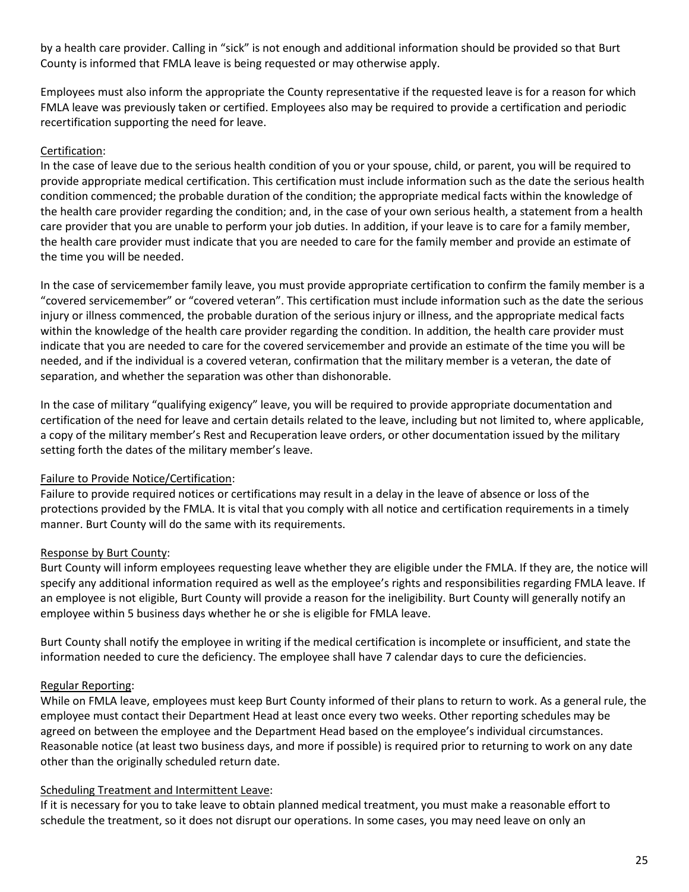by a health care provider. Calling in “sick” is not enough and additional information should be provided so that Burt County is informed that FMLA leave is being requested or may otherwise apply.

Employees must also inform the appropriate the County representative if the requested leave is for a reason for which FMLA leave was previously taken or certified. Employees also may be required to provide a certification and periodic recertification supporting the need for leave.

Certification:

In the case of leave due to the serious health condition of you or your spouse, child, or parent, you will be required to provide appropriate medical certification. This certification must include information such as the date the serious health condition commenced; the probable duration of the condition; the appropriate medical facts within the knowledge of the health care provider regarding the condition; and, in the case of your own serious health, a statement from a health care provider that you are unable to perform your job duties. In addition, if your leave is to care for a family member, the health care provider must indicate that you are needed to care for the family member and provide an estimate of the time you will be needed.

In the case of servicemember family leave, you must provide appropriate certification to confirm the family member is a “covered servicemember” or “covered veteran”. This certification must include information such as the date the serious injury or illness commenced, the probable duration of the serious injury or illness, and the appropriate medical facts within the knowledge of the health care provider regarding the condition. In addition, the health care provider must indicate that you are needed to care for the covered servicemember and provide an estimate of the time you will be needed, and if the individual is a covered veteran, confirmation that the military member is a veteran, the date of separation, and whether the separation was other than dishonorable.

In the case of military “qualifying exigency” leave, you will be required to provide appropriate documentation and certification of the need for leave and certain details related to the leave, including but not limited to, where applicable, a copy of the military member’s Rest and Recuperation leave orders, or other documentation issued by the military setting forth the dates of the military member’s leave.

Failure to Provide Notice/Certification:

Failure to provide required notices or certifications may result in a delay in the leave of absence or loss of the protections provided by the FMLA. It is vital that you comply with all notice and certification requirements in a timely manner. Burt County will do the same with its requirements.

Response by Burt County:

Burt County will inform employees requesting leave whether they are eligible under the FMLA. If they are, the notice will specify any additional information required as well as the employee’s rights and responsibilities regarding FMLA leave. If an employee is not eligible, Burt County will provide a reason for the ineligibility. Burt County will generally notify an employee within 5 business days whether he or she is eligible for FMLA leave.

Burt County shall notify the employee in writing if the medical certification is incomplete or insufficient, and state the information needed to cure the deficiency. The employee shall have 7 calendar days to cure the deficiencies.

Regular Reporting:

While on FMLA leave, employees must keep Burt County informed of their plans to return to work. As a general rule, the employee must contact their Department Head at least once every two weeks. Other reporting schedules may be agreed on between the employee and the Department Head based on the employee’s individual circumstances. Reasonable notice (at least two business days, and more if possible) is required prior to returning to work on any date other than the originally scheduled return date.

Scheduling Treatment and Intermittent Leave:

If it is necessary for you to take leave to obtain planned medical treatment, you must make a reasonable effort to schedule the treatment, so it does not disrupt our operations. In some cases, you may need leave on only an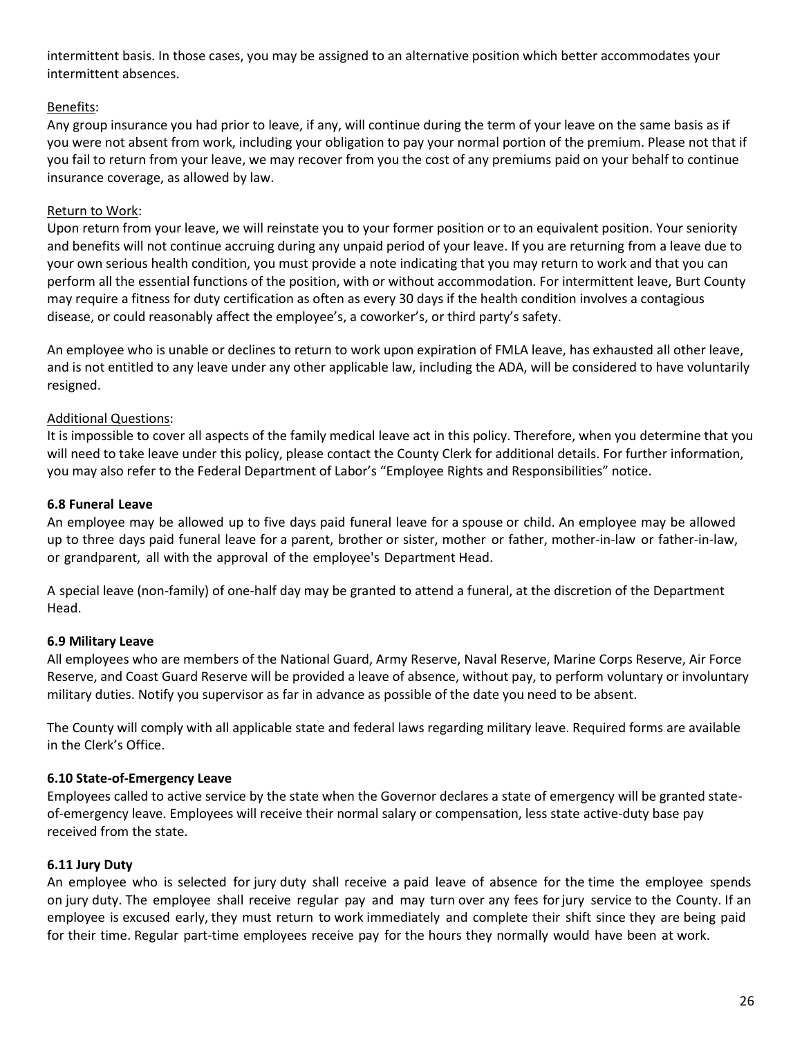intermittent basis. In those cases, you may be assigned to an alternative position which better accommodates your intermittent absences.

Benefits:

Any group insurance you had prior to leave, if any, will continue during the term of your leave on the same basis as if you were not absent from work, including your obligation to pay your normal portion of the premium. Please not that if you fail to return from your leave, we may recover from you the cost of any premiums paid on your behalf to continue insurance coverage, as allowed by law.

Return to Work:

Upon return from your leave, we will reinstate you to your former position or to an equivalent position. Your seniority and benefits will not continue accruing during any unpaid period of your leave. If you are returning from a leave due to your own serious health condition, you must provide a note indicating that you may return to work and that you can perform all the essential functions of the position, with or without accommodation. For intermittent leave, Burt County may require a fitness for duty certification as often as every 30 days if the health condition involves a contagious disease, or could reasonably affect the employee's, a coworker's, or third party's safety.

An employee who is unable or declines to return to work upon expiration of FMLA leave, has exhausted all other leave, and is not entitled to any leave under any other applicable law, including the ADA, will be considered to have voluntarily resigned.

Additional Questions:

It is impossible to cover all aspects of the family medical leave act in this policy. Therefore, when you determine that you will need to take leave under this policy, please contact the County Clerk for additional details. For further information, you may also refer to the Federal Department of Labor's "Employee Rights and Responsibilities" notice.

### 6.8 Funeral Leave

An employee may be allowed up to five days paid funeral leave for a spouse or child. An employee may be allowed up to three days paid funeral leave for a parent, brother or sister, mother or father, mother-in-law or father-in-law, or grandparent, all with the approval of the employee's Department Head.

A special leave (non-family) of one-half day may be granted to attend a funeral, at the discretion of the Department Head.

### 6.9 Military Leave

All employees who are members of the National Guard, Army Reserve, Naval Reserve, Marine Corps Reserve, Air Force Reserve, and Coast Guard Reserve will be provided a leave of absence, without pay, to perform voluntary or involuntary military duties. Notify you supervisor as far in advance as possible of the date you need to be absent.

The County will comply with all applicable state and federal laws regarding military leave. Required forms are available in the Clerk's Office.

### 6.10 State-of-Emergency Leave

Employees called to active service by the state when the Governor declares a state of emergency will be granted state-of-emergency leave. Employees will receive their normal salary or compensation, less state active-duty base pay received from the state.

### 6.11 Jury Duty

An employee who is selected for jury duty shall receive a paid leave of absence for the time the employee spends on jury duty. The employee shall receive regular pay and may turn over any fees for jury service to the County. If an employee is excused early, they must return to work immediately and complete their shift since they are being paid for their time. Regular part-time employees receive pay for the hours they normally would have been at work.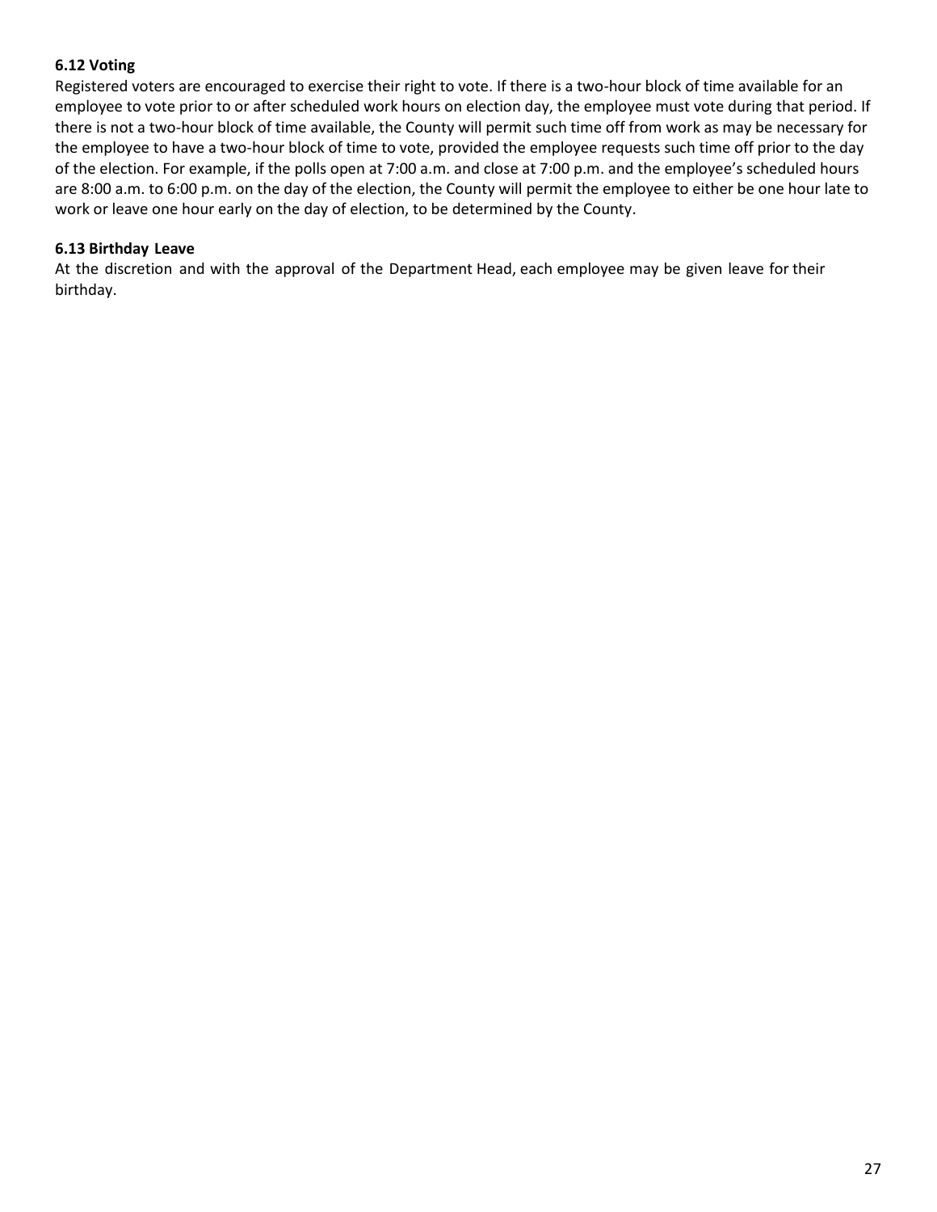### 6.12 Voting

Registered voters are encouraged to exercise their right to vote. If there is a two-hour block of time available for an employee to vote prior to or after scheduled work hours on election day, the employee must vote during that period. If there is not a two-hour block of time available, the County will permit such time off from work as may be necessary for the employee to have a two-hour block of time to vote, provided the employee requests such time off prior to the day of the election. For example, if the polls open at 7:00 a.m. and close at 7:00 p.m. and the employee's scheduled hours are 8:00 a.m. to 6:00 p.m. on the day of the election, the County will permit the employee to either be one hour late to work or leave one hour early on the day of election, to be determined by the County.

### 6.13 Birthday Leave

At the discretion and with the approval of the Department Head, each employee may be given leave for their birthday.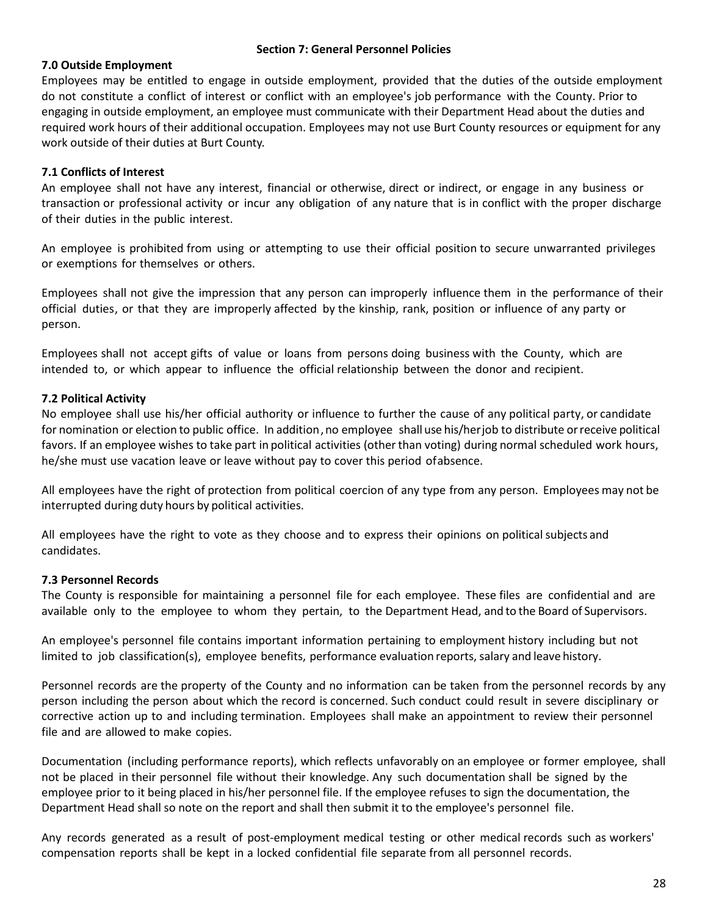## Section 7: General Personnel Policies

### 7.0 Outside Employment

Employees may be entitled to engage in outside employment, provided that the duties of the outside employment do not constitute a conflict of interest or conflict with an employee's job performance with the County. Prior to engaging in outside employment, an employee must communicate with their Department Head about the duties and required work hours of their additional occupation. Employees may not use Burt County resources or equipment for any work outside of their duties at Burt County.

### 7.1 Conflicts of Interest

An employee shall not have any interest, financial or otherwise, direct or indirect, or engage in any business or transaction or professional activity or incur any obligation of any nature that is in conflict with the proper discharge of their duties in the public interest.

An employee is prohibited from using or attempting to use their official position to secure unwarranted privileges or exemptions for themselves or others.

Employees shall not give the impression that any person can improperly influence them in the performance of their official duties, or that they are improperly affected by the kinship, rank, position or influence of any party or person.

Employees shall not accept gifts of value or loans from persons doing business with the County, which are intended to, or which appear to influence the official relationship between the donor and recipient.

### 7.2 Political Activity

No employee shall use his/her official authority or influence to further the cause of any political party, or candidate for nomination or election to public office. In addition, no employee shall use his/her job to distribute or receive political favors. If an employee wishes to take part in political activities (other than voting) during normal scheduled work hours, he/she must use vacation leave or leave without pay to cover this period of absence.

All employees have the right of protection from political coercion of any type from any person. Employees may not be interrupted during duty hours by political activities.

All employees have the right to vote as they choose and to express their opinions on political subjects and candidates.

### 7.3 Personnel Records

The County is responsible for maintaining a personnel file for each employee. These files are confidential and are available only to the employee to whom they pertain, to the Department Head, and to the Board of Supervisors.

An employee's personnel file contains important information pertaining to employment history including but not limited to job classification(s), employee benefits, performance evaluation reports, salary and leave history.

Personnel records are the property of the County and no information can be taken from the personnel records by any person including the person about which the record is concerned. Such conduct could result in severe disciplinary or corrective action up to and including termination. Employees shall make an appointment to review their personnel file and are allowed to make copies.

Documentation (including performance reports), which reflects unfavorably on an employee or former employee, shall not be placed in their personnel file without their knowledge. Any such documentation shall be signed by the employee prior to it being placed in his/her personnel file. If the employee refuses to sign the documentation, the Department Head shall so note on the report and shall then submit it to the employee's personnel file.

Any records generated as a result of post-employment medical testing or other medical records such as workers' compensation reports shall be kept in a locked confidential file separate from all personnel records.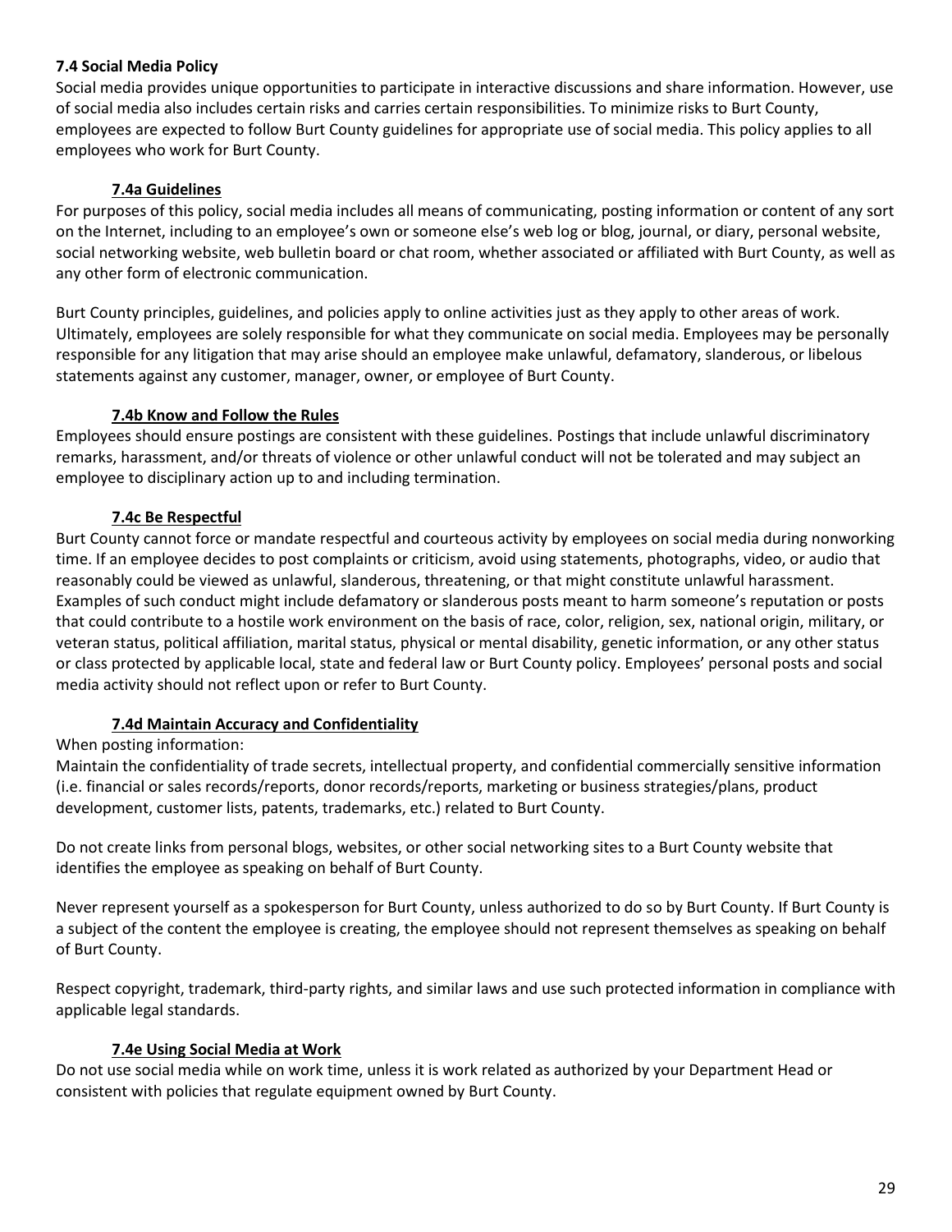### 7.4 Social Media Policy

Social media provides unique opportunities to participate in interactive discussions and share information. However, use of social media also includes certain risks and carries certain responsibilities. To minimize risks to Burt County, employees are expected to follow Burt County guidelines for appropriate use of social media. This policy applies to all employees who work for Burt County.

#### 7.4a Guidelines

For purposes of this policy, social media includes all means of communicating, posting information or content of any sort on the Internet, including to an employee's own or someone else's web log or blog, journal, or diary, personal website, social networking website, web bulletin board or chat room, whether associated or affiliated with Burt County, as well as any other form of electronic communication.

Burt County principles, guidelines, and policies apply to online activities just as they apply to other areas of work. Ultimately, employees are solely responsible for what they communicate on social media. Employees may be personally responsible for any litigation that may arise should an employee make unlawful, defamatory, slanderous, or libelous statements against any customer, manager, owner, or employee of Burt County.

#### 7.4b Know and Follow the Rules

Employees should ensure postings are consistent with these guidelines. Postings that include unlawful discriminatory remarks, harassment, and/or threats of violence or other unlawful conduct will not be tolerated and may subject an employee to disciplinary action up to and including termination.

#### 7.4c Be Respectful

Burt County cannot force or mandate respectful and courteous activity by employees on social media during nonworking time. If an employee decides to post complaints or criticism, avoid using statements, photographs, video, or audio that reasonably could be viewed as unlawful, slanderous, threatening, or that might constitute unlawful harassment. Examples of such conduct might include defamatory or slanderous posts meant to harm someone's reputation or posts that could contribute to a hostile work environment on the basis of race, color, religion, sex, national origin, military, or veteran status, political affiliation, marital status, physical or mental disability, genetic information, or any other status or class protected by applicable local, state and federal law or Burt County policy. Employees' personal posts and social media activity should not reflect upon or refer to Burt County.

#### 7.4d Maintain Accuracy and Confidentiality

When posting information:

Maintain the confidentiality of trade secrets, intellectual property, and confidential commercially sensitive information (i.e. financial or sales records/reports, donor records/reports, marketing or business strategies/plans, product development, customer lists, patents, trademarks, etc.) related to Burt County.

Do not create links from personal blogs, websites, or other social networking sites to a Burt County website that identifies the employee as speaking on behalf of Burt County.

Never represent yourself as a spokesperson for Burt County, unless authorized to do so by Burt County. If Burt County is a subject of the content the employee is creating, the employee should not represent themselves as speaking on behalf of Burt County.

Respect copyright, trademark, third-party rights, and similar laws and use such protected information in compliance with applicable legal standards.

#### 7.4e Using Social Media at Work

Do not use social media while on work time, unless it is work related as authorized by your Department Head or consistent with policies that regulate equipment owned by Burt County.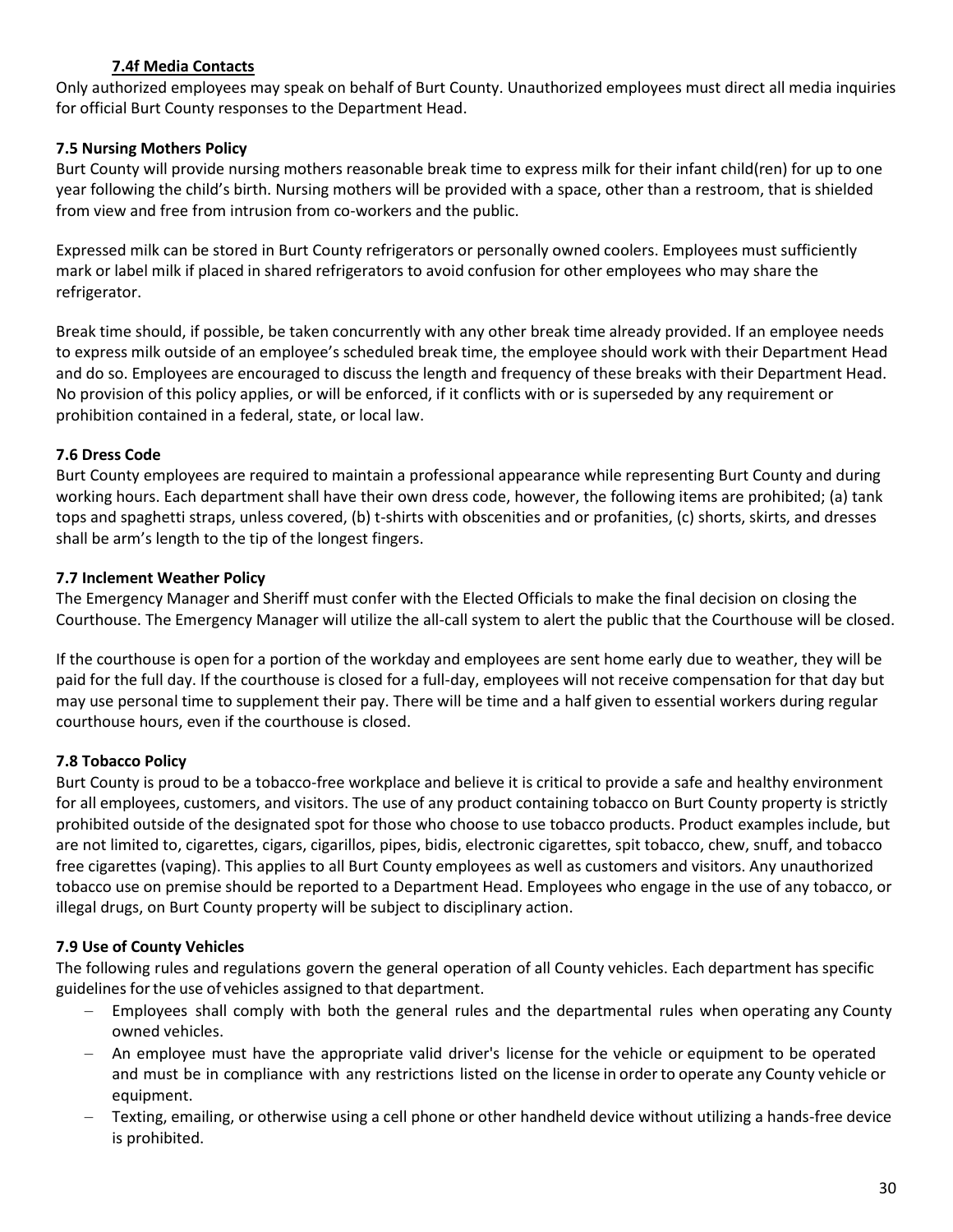#### 7.4f Media Contacts

Only authorized employees may speak on behalf of Burt County. Unauthorized employees must direct all media inquiries for official Burt County responses to the Department Head.

### 7.5 Nursing Mothers Policy

Burt County will provide nursing mothers reasonable break time to express milk for their infant child(ren) for up to one year following the child's birth. Nursing mothers will be provided with a space, other than a restroom, that is shielded from view and free from intrusion from co-workers and the public.

Expressed milk can be stored in Burt County refrigerators or personally owned coolers. Employees must sufficiently mark or label milk if placed in shared refrigerators to avoid confusion for other employees who may share the refrigerator.

Break time should, if possible, be taken concurrently with any other break time already provided. If an employee needs to express milk outside of an employee's scheduled break time, the employee should work with their Department Head and do so. Employees are encouraged to discuss the length and frequency of these breaks with their Department Head. No provision of this policy applies, or will be enforced, if it conflicts with or is superseded by any requirement or prohibition contained in a federal, state, or local law.

### 7.6 Dress Code

Burt County employees are required to maintain a professional appearance while representing Burt County and during working hours. Each department shall have their own dress code, however, the following items are prohibited; (a) tank tops and spaghetti straps, unless covered, (b) t-shirts with obscenities and or profanities, (c) shorts, skirts, and dresses shall be arm's length to the tip of the longest fingers.

### 7.7 Inclement Weather Policy

The Emergency Manager and Sheriff must confer with the Elected Officials to make the final decision on closing the Courthouse. The Emergency Manager will utilize the all-call system to alert the public that the Courthouse will be closed.

If the courthouse is open for a portion of the workday and employees are sent home early due to weather, they will be paid for the full day. If the courthouse is closed for a full-day, employees will not receive compensation for that day but may use personal time to supplement their pay. There will be time and a half given to essential workers during regular courthouse hours, even if the courthouse is closed.

### 7.8 Tobacco Policy

Burt County is proud to be a tobacco-free workplace and believe it is critical to provide a safe and healthy environment for all employees, customers, and visitors. The use of any product containing tobacco on Burt County property is strictly prohibited outside of the designated spot for those who choose to use tobacco products. Product examples include, but are not limited to, cigarettes, cigars, cigarillos, pipes, bidis, electronic cigarettes, spit tobacco, chew, snuff, and tobacco free cigarettes (vaping). This applies to all Burt County employees as well as customers and visitors. Any unauthorized tobacco use on premise should be reported to a Department Head. Employees who engage in the use of any tobacco, or illegal drugs, on Burt County property will be subject to disciplinary action.

### 7.9 Use of County Vehicles

The following rules and regulations govern the general operation of all County vehicles. Each department has specific guidelines for the use of vehicles assigned to that department.

- Employees shall comply with both the general rules and the departmental rules when operating any County owned vehicles.
- An employee must have the appropriate valid driver's license for the vehicle or equipment to be operated and must be in compliance with any restrictions listed on the license in order to operate any County vehicle or equipment.
- Texting, emailing, or otherwise using a cell phone or other handheld device without utilizing a hands-free device is prohibited.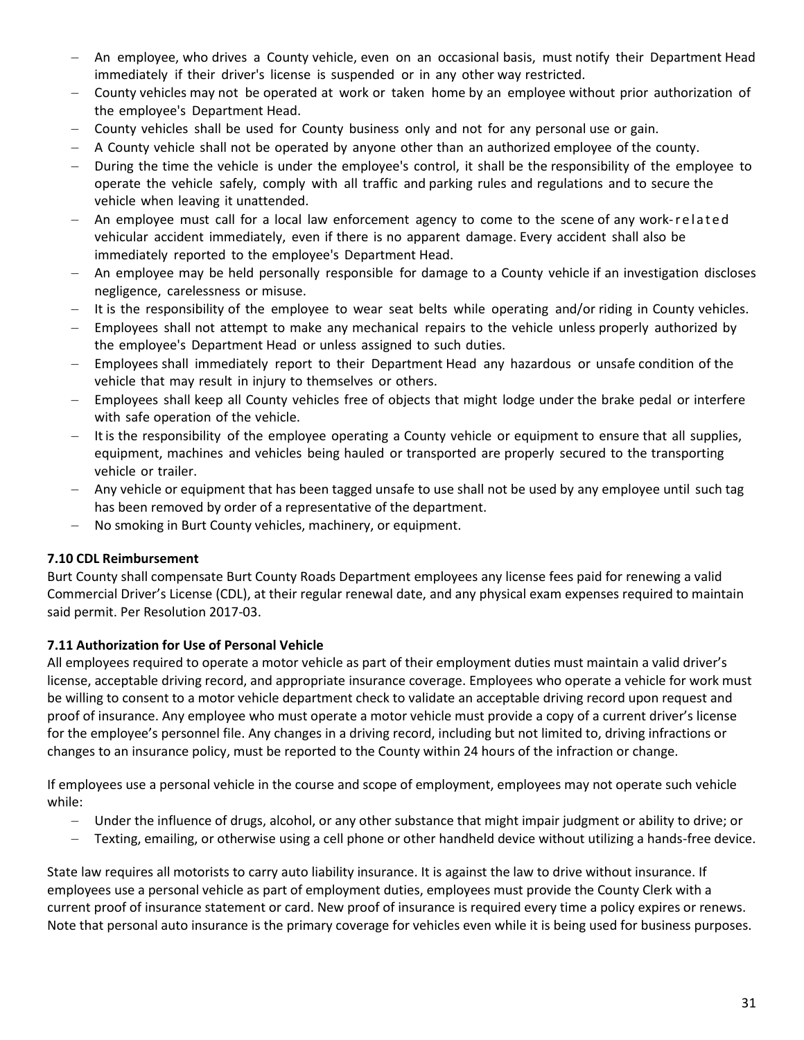- An employee, who drives a County vehicle, even on an occasional basis, must notify their Department Head immediately if their driver's license is suspended or in any other way restricted.
- County vehicles may not be operated at work or taken home by an employee without prior authorization of the employee's Department Head.
- County vehicles shall be used for County business only and not for any personal use or gain.
- A County vehicle shall not be operated by anyone other than an authorized employee of the county.
- During the time the vehicle is under the employee's control, it shall be the responsibility of the employee to operate the vehicle safely, comply with all traffic and parking rules and regulations and to secure the vehicle when leaving it unattended.
- An employee must call for a local law enforcement agency to come to the scene of any work-related vehicular accident immediately, even if there is no apparent damage. Every accident shall also be immediately reported to the employee's Department Head.
- An employee may be held personally responsible for damage to a County vehicle if an investigation discloses negligence, carelessness or misuse.
- It is the responsibility of the employee to wear seat belts while operating and/or riding in County vehicles.
- Employees shall not attempt to make any mechanical repairs to the vehicle unless properly authorized by the employee's Department Head or unless assigned to such duties.
- Employees shall immediately report to their Department Head any hazardous or unsafe condition of the vehicle that may result in injury to themselves or others.
- Employees shall keep all County vehicles free of objects that might lodge under the brake pedal or interfere with safe operation of the vehicle.
- It is the responsibility of the employee operating a County vehicle or equipment to ensure that all supplies, equipment, machines and vehicles being hauled or transported are properly secured to the transporting vehicle or trailer.
- Any vehicle or equipment that has been tagged unsafe to use shall not be used by any employee until such tag has been removed by order of a representative of the department.
- No smoking in Burt County vehicles, machinery, or equipment.

### 7.10 CDL Reimbursement

Burt County shall compensate Burt County Roads Department employees any license fees paid for renewing a valid Commercial Driver's License (CDL), at their regular renewal date, and any physical exam expenses required to maintain said permit. Per Resolution 2017-03.

### 7.11 Authorization for Use of Personal Vehicle

All employees required to operate a motor vehicle as part of their employment duties must maintain a valid driver's license, acceptable driving record, and appropriate insurance coverage. Employees who operate a vehicle for work must be willing to consent to a motor vehicle department check to validate an acceptable driving record upon request and proof of insurance. Any employee who must operate a motor vehicle must provide a copy of a current driver's license for the employee's personnel file. Any changes in a driving record, including but not limited to, driving infractions or changes to an insurance policy, must be reported to the County within 24 hours of the infraction or change.

If employees use a personal vehicle in the course and scope of employment, employees may not operate such vehicle while:

- Under the influence of drugs, alcohol, or any other substance that might impair judgment or ability to drive; or
- Texting, emailing, or otherwise using a cell phone or other handheld device without utilizing a hands-free device.

State law requires all motorists to carry auto liability insurance. It is against the law to drive without insurance. If employees use a personal vehicle as part of employment duties, employees must provide the County Clerk with a current proof of insurance statement or card. New proof of insurance is required every time a policy expires or renews. Note that personal auto insurance is the primary coverage for vehicles even while it is being used for business purposes.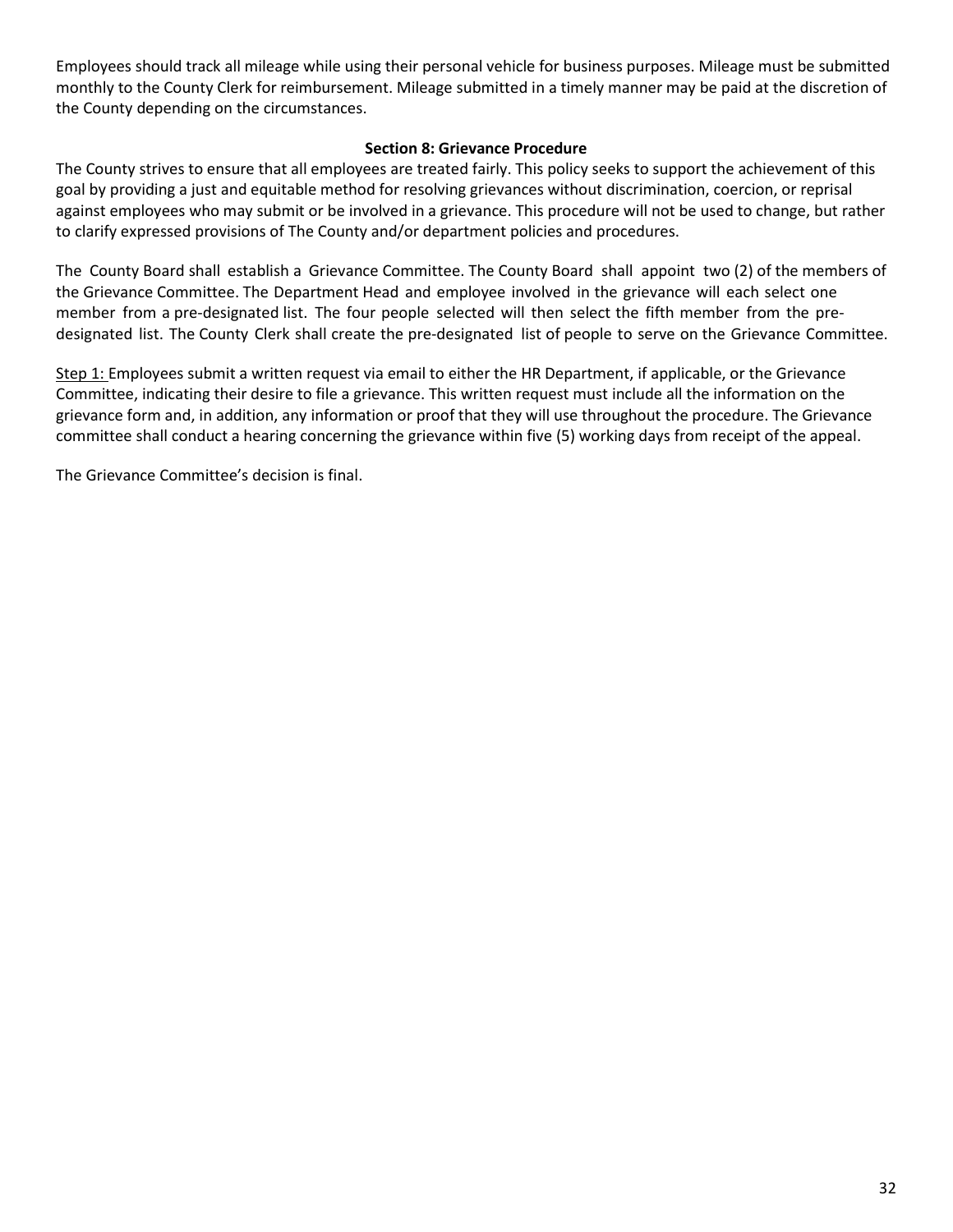Employees should track all mileage while using their personal vehicle for business purposes. Mileage must be submitted monthly to the County Clerk for reimbursement. Mileage submitted in a timely manner may be paid at the discretion of the County depending on the circumstances.

## Section 8: Grievance Procedure

The County strives to ensure that all employees are treated fairly. This policy seeks to support the achievement of this goal by providing a just and equitable method for resolving grievances without discrimination, coercion, or reprisal against employees who may submit or be involved in a grievance. This procedure will not be used to change, but rather to clarify expressed provisions of The County and/or department policies and procedures.

The County Board shall establish a Grievance Committee. The County Board shall appoint two (2) of the members of the Grievance Committee. The Department Head and employee involved in the grievance will each select one member from a pre-designated list. The four people selected will then select the fifth member from the pre-designated list. The County Clerk shall create the pre-designated list of people to serve on the Grievance Committee.

Step 1: Employees submit a written request via email to either the HR Department, if applicable, or the Grievance Committee, indicating their desire to file a grievance. This written request must include all the information on the grievance form and, in addition, any information or proof that they will use throughout the procedure. The Grievance committee shall conduct a hearing concerning the grievance within five (5) working days from receipt of the appeal.

The Grievance Committee's decision is final.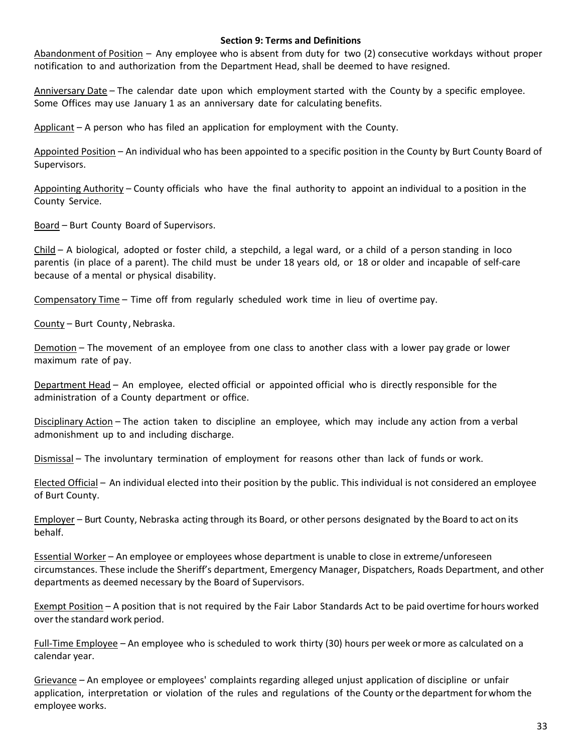### Section 9: Terms and Definitions

Abandonment of Position – Any employee who is absent from duty for two (2) consecutive workdays without proper notification to and authorization from the Department Head, shall be deemed to have resigned.

Anniversary Date – The calendar date upon which employment started with the County by a specific employee. Some Offices may use January 1 as an anniversary date for calculating benefits.

Applicant – A person who has filed an application for employment with the County.

Appointed Position – An individual who has been appointed to a specific position in the County by Burt County Board of Supervisors.

Appointing Authority – County officials who have the final authority to appoint an individual to a position in the County Service.

Board – Burt County Board of Supervisors.

Child – A biological, adopted or foster child, a stepchild, a legal ward, or a child of a person standing in loco parentis (in place of a parent). The child must be under 18 years old, or 18 or older and incapable of self-care because of a mental or physical disability.

Compensatory Time – Time off from regularly scheduled work time in lieu of overtime pay.

County – Burt County, Nebraska.

Demotion – The movement of an employee from one class to another class with a lower pay grade or lower maximum rate of pay.

Department Head – An employee, elected official or appointed official who is directly responsible for the administration of a County department or office.

Disciplinary Action – The action taken to discipline an employee, which may include any action from a verbal admonishment up to and including discharge.

Dismissal – The involuntary termination of employment for reasons other than lack of funds or work.

Elected Official – An individual elected into their position by the public. This individual is not considered an employee of Burt County.

Employer – Burt County, Nebraska acting through its Board, or other persons designated by the Board to act on its behalf.

Essential Worker – An employee or employees whose department is unable to close in extreme/unforeseen circumstances. These include the Sheriff's department, Emergency Manager, Dispatchers, Roads Department, and other departments as deemed necessary by the Board of Supervisors.

Exempt Position – A position that is not required by the Fair Labor Standards Act to be paid overtime for hours worked over the standard work period.

Full-Time Employee – An employee who is scheduled to work thirty (30) hours per week or more as calculated on a calendar year.

Grievance – An employee or employees' complaints regarding alleged unjust application of discipline or unfair application, interpretation or violation of the rules and regulations of the County or the department for whom the employee works.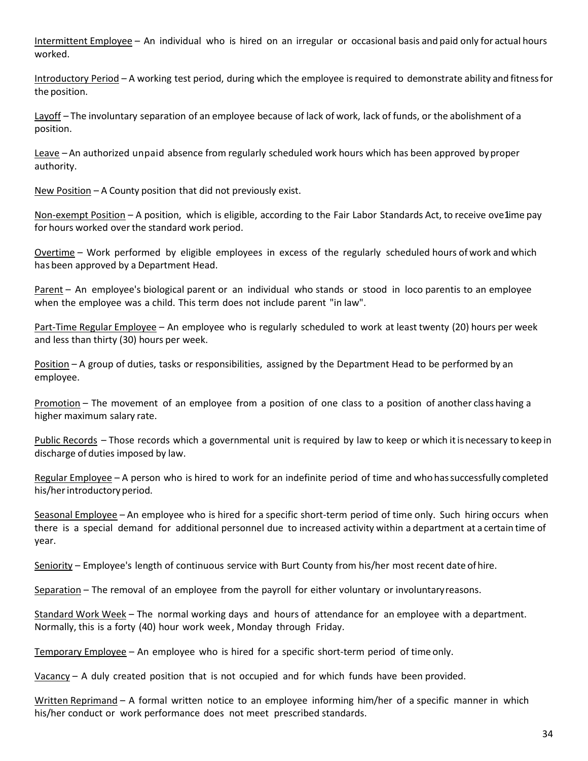Intermittent Employee – An individual who is hired on an irregular or occasional basis and paid only for actual hours worked.

Introductory Period – A working test period, during which the employee is required to demonstrate ability and fitness for the position.

Layoff – The involuntary separation of an employee because of lack of work, lack of funds, or the abolishment of a position.

Leave – An authorized unpaid absence from regularly scheduled work hours which has been approved by proper authority.

New Position – A County position that did not previously exist.

Non-exempt Position – A position, which is eligible, according to the Fair Labor Standards Act, to receive ove1ime pay for hours worked over the standard work period.

Overtime – Work performed by eligible employees in excess of the regularly scheduled hours of work and which has been approved by a Department Head.

Parent – An employee's biological parent or an individual who stands or stood in loco parentis to an employee when the employee was a child. This term does not include parent "in law".

Part-Time Regular Employee – An employee who is regularly scheduled to work at least twenty (20) hours per week and less than thirty (30) hours per week.

Position – A group of duties, tasks or responsibilities, assigned by the Department Head to be performed by an employee.

Promotion – The movement of an employee from a position of one class to a position of another class having a higher maximum salary rate.

Public Records – Those records which a governmental unit is required by law to keep or which it is necessary to keep in discharge of duties imposed by law.

Regular Employee – A person who is hired to work for an indefinite period of time and who has successfully completed his/her introductory period.

Seasonal Employee – An employee who is hired for a specific short-term period of time only. Such hiring occurs when there is a special demand for additional personnel due to increased activity within a department at a certain time of year.

Seniority – Employee's length of continuous service with Burt County from his/her most recent date of hire.

Separation – The removal of an employee from the payroll for either voluntary or involuntary reasons.

Standard Work Week – The normal working days and hours of attendance for an employee with a department. Normally, this is a forty (40) hour work week, Monday through Friday.

Temporary Employee – An employee who is hired for a specific short-term period of time only.

Vacancy – A duly created position that is not occupied and for which funds have been provided.

Written Reprimand – A formal written notice to an employee informing him/her of a specific manner in which his/her conduct or work performance does not meet prescribed standards.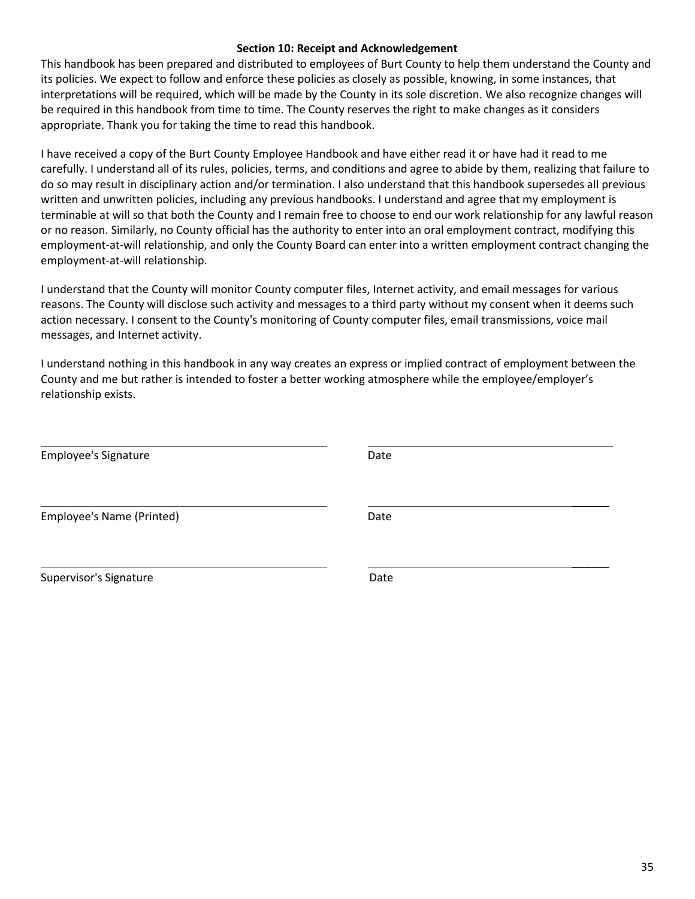### Section 10: Receipt and Acknowledgement

This handbook has been prepared and distributed to employees of Burt County to help them understand the County and its policies. We expect to follow and enforce these policies as closely as possible, knowing, in some instances, that interpretations will be required, which will be made by the County in its sole discretion. We also recognize changes will be required in this handbook from time to time. The County reserves the right to make changes as it considers appropriate. Thank you for taking the time to read this handbook.

I have received a copy of the Burt County Employee Handbook and have either read it or have had it read to me carefully. I understand all of its rules, policies, terms, and conditions and agree to abide by them, realizing that failure to do so may result in disciplinary action and/or termination. I also understand that this handbook supersedes all previous written and unwritten policies, including any previous handbooks. I understand and agree that my employment is terminable at will so that both the County and I remain free to choose to end our work relationship for any lawful reason or no reason. Similarly, no County official has the authority to enter into an oral employment contract, modifying this employment-at-will relationship, and only the County Board can enter into a written employment contract changing the employment-at-will relationship.

I understand that the County will monitor County computer files, Internet activity, and email messages for various reasons. The County will disclose such activity and messages to a third party without my consent when it deems such action necessary. I consent to the County's monitoring of County computer files, email transmissions, voice mail messages, and Internet activity.

I understand nothing in this handbook in any way creates an express or implied contract of employment between the County and me but rather is intended to foster a better working atmosphere while the employee/employer's relationship exists.

______________________________________ ______________________________________

Employee's Signature Date

______________________________________ ______________________________________

Employee's Name (Printed) Date

______________________________________ ______________________________________

Supervisor's Signature Date